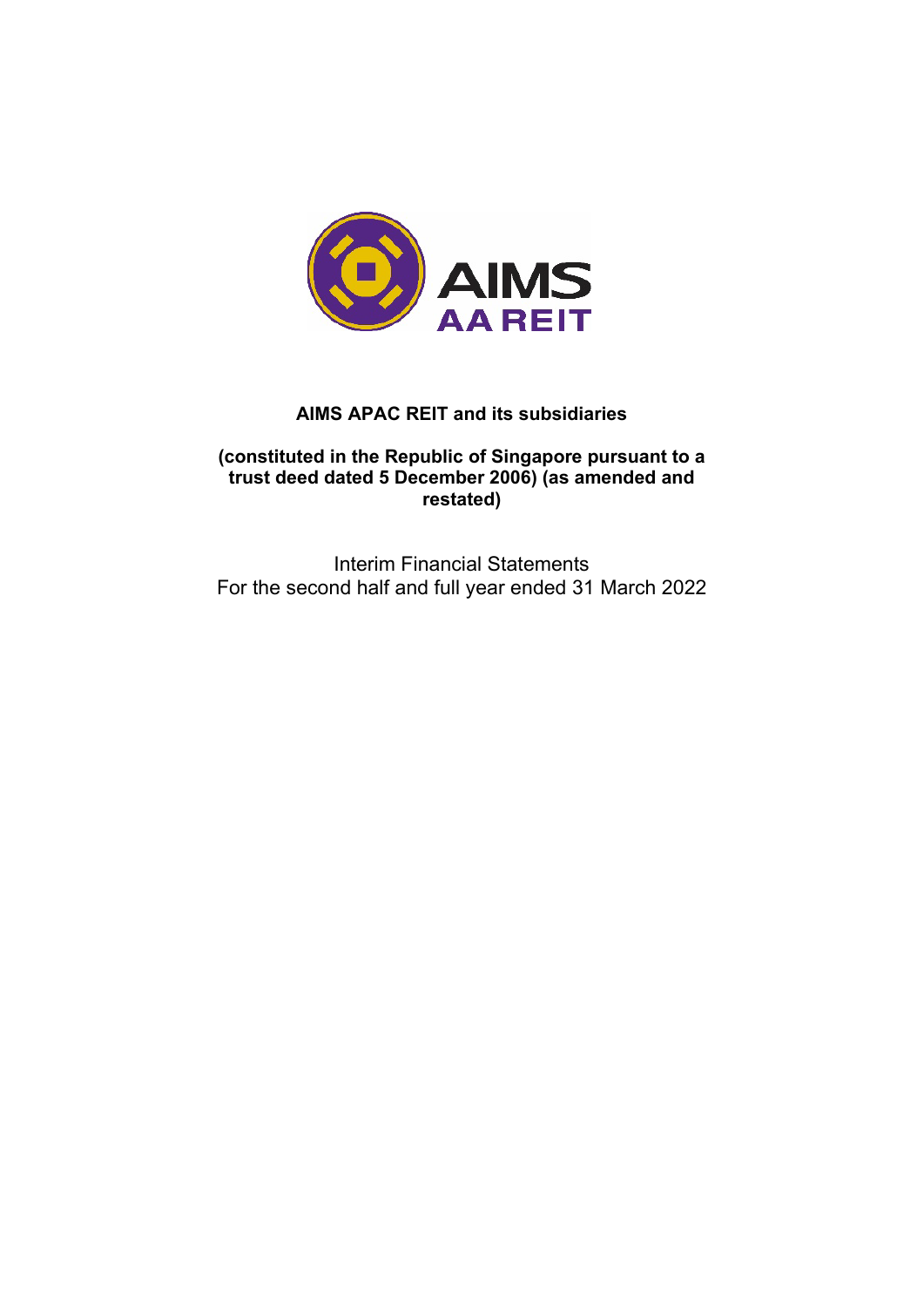**AIMS APAC REIT and its subsidiaries**

**(constituted in the Republic of Singapore pursuant to a trust deed dated 5 December 2006) (as amended and restated)**

Interim Financial Statements
For the second half and full year ended 31 March 2022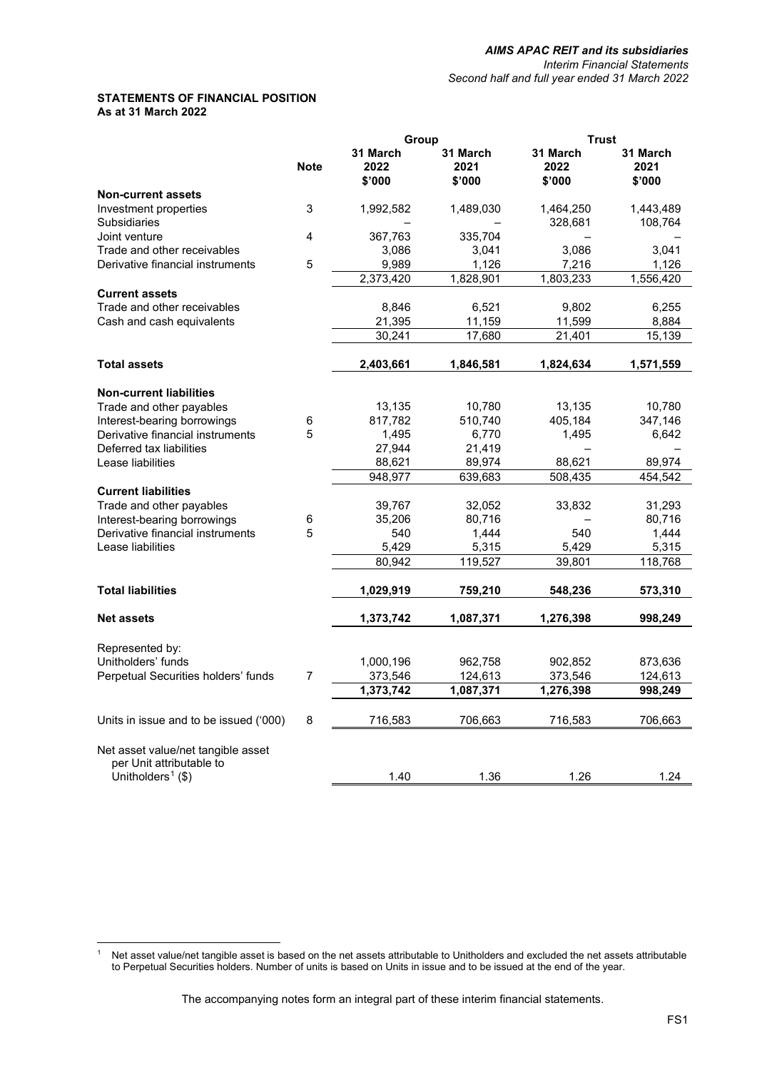## STATEMENTS OF FINANCIAL POSITION
**As at 31 March 2022**

| | Note | Group | | Trust | |
|---|---|---|---|---|---|
| | | 31 March 2022 $'000 | 31 March 2021 $'000 | 31 March 2022 $'000 | 31 March 2021 $'000 |
| **Non-current assets** | | | | | |
| Investment properties | 3 | 1,992,582 | 1,489,030 | 1,464,250 | 1,443,489 |
| Subsidiaries | | – | – | 328,681 | 108,764 |
| Joint venture | 4 | 367,763 | 335,704 | – | – |
| Trade and other receivables | | 3,086 | 3,041 | 3,086 | 3,041 |
| Derivative financial instruments | 5 | 9,989 | 1,126 | 7,216 | 1,126 |
| | | 2,373,420 | 1,828,901 | 1,803,233 | 1,556,420 |
| **Current assets** | | | | | |
| Trade and other receivables | | 8,846 | 6,521 | 9,802 | 6,255 |
| Cash and cash equivalents | | 21,395 | 11,159 | 11,599 | 8,884 |
| | | 30,241 | 17,680 | 21,401 | 15,139 |
| **Total assets** | | **2,403,661** | **1,846,581** | **1,824,634** | **1,571,559** |
| **Non-current liabilities** | | | | | |
| Trade and other payables | | 13,135 | 10,780 | 13,135 | 10,780 |
| Interest-bearing borrowings | 6 | 817,782 | 510,740 | 405,184 | 347,146 |
| Derivative financial instruments | 5 | 1,495 | 6,770 | 1,495 | 6,642 |
| Deferred tax liabilities | | 27,944 | 21,419 | – | – |
| Lease liabilities | | 88,621 | 89,974 | 88,621 | 89,974 |
| | | 948,977 | 639,683 | 508,435 | 454,542 |
| **Current liabilities** | | | | | |
| Trade and other payables | | 39,767 | 32,052 | 33,832 | 31,293 |
| Interest-bearing borrowings | 6 | 35,206 | 80,716 | – | 80,716 |
| Derivative financial instruments | 5 | 540 | 1,444 | 540 | 1,444 |
| Lease liabilities | | 5,429 | 5,315 | 5,429 | 5,315 |
| | | 80,942 | 119,527 | 39,801 | 118,768 |
| **Total liabilities** | | **1,029,919** | **759,210** | **548,236** | **573,310** |
| **Net assets** | | **1,373,742** | **1,087,371** | **1,276,398** | **998,249** |
| Represented by: | | | | | |
| Unitholders' funds | | 1,000,196 | 962,758 | 902,852 | 873,636 |
| Perpetual Securities holders' funds | 7 | 373,546 | 124,613 | 373,546 | 124,613 |
| | | **1,373,742** | **1,087,371** | **1,276,398** | **998,249** |
| Units in issue and to be issued ('000) | 8 | 716,583 | 706,663 | 716,583 | 706,663 |
| Net asset value/net tangible asset per Unit attributable to Unitholders[1] ($) | | 1.40 | 1.36 | 1.26 | 1.24 |

[1] Net asset value/net tangible asset is based on the net assets attributable to Unitholders and excluded the net assets attributable to Perpetual Securities holders. Number of units is based on Units in issue and to be issued at the end of the year.

The accompanying notes form an integral part of these interim financial statements.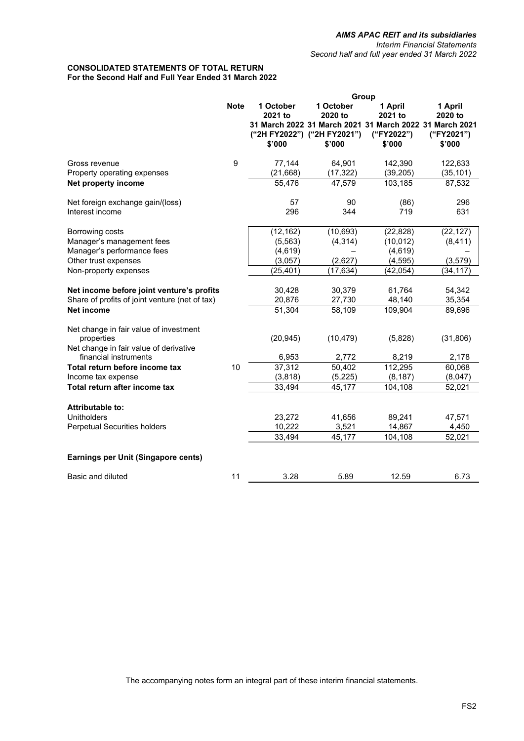## CONSOLIDATED STATEMENTS OF TOTAL RETURN
**For the Second Half and Full Year Ended 31 March 2022**

| | Note | Group | | | |
|---|---|---|---|---|---|
| | | 1 October 2021 to 31 March 2022 ("2H FY2022") $'000 | 1 October 2020 to 31 March 2021 ("2H FY2021") $'000 | 1 April 2021 to 31 March 2022 ("FY2022") $'000 | 1 April 2020 to 31 March 2021 ("FY2021") $'000 |
| Gross revenue | 9 | 77,144 | 64,901 | 142,390 | 122,633 |
| Property operating expenses | | (21,668) | (17,322) | (39,205) | (35,101) |
| **Net property income** | | 55,476 | 47,579 | 103,185 | 87,532 |
| Net foreign exchange gain/(loss) | | 57 | 90 | (86) | 296 |
| Interest income | | 296 | 344 | 719 | 631 |
| Borrowing costs | | (12,162) | (10,693) | (22,828) | (22,127) |
| Manager's management fees | | (5,563) | (4,314) | (10,012) | (8,411) |
| Manager's performance fees | | (4,619) | – | (4,619) | – |
| Other trust expenses | | (3,057) | (2,627) | (4,595) | (3,579) |
| Non-property expenses | | (25,401) | (17,634) | (42,054) | (34,117) |
| **Net income before joint venture's profits** | | 30,428 | 30,379 | 61,764 | 54,342 |
| Share of profits of joint venture (net of tax) | | 20,876 | 27,730 | 48,140 | 35,354 |
| **Net income** | | 51,304 | 58,109 | 109,904 | 89,696 |
| Net change in fair value of investment properties | | (20,945) | (10,479) | (5,828) | (31,806) |
| Net change in fair value of derivative financial instruments | | 6,953 | 2,772 | 8,219 | 2,178 |
| **Total return before income tax** | 10 | 37,312 | 50,402 | 112,295 | 60,068 |
| Income tax expense | | (3,818) | (5,225) | (8,187) | (8,047) |
| **Total return after income tax** | | 33,494 | 45,177 | 104,108 | 52,021 |
| **Attributable to:** | | | | | |
| Unitholders | | 23,272 | 41,656 | 89,241 | 47,571 |
| Perpetual Securities holders | | 10,222 | 3,521 | 14,867 | 4,450 |
| | | 33,494 | 45,177 | 104,108 | 52,021 |
| **Earnings per Unit (Singapore cents)** | | | | | |
| Basic and diluted | 11 | 3.28 | 5.89 | 12.59 | 6.73 |

The accompanying notes form an integral part of these interim financial statements.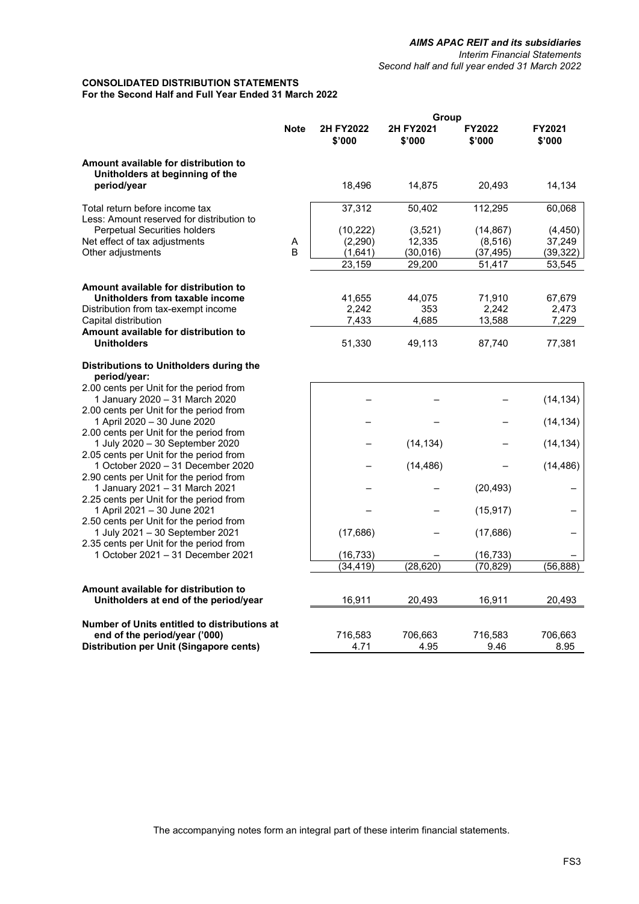## CONSOLIDATED DISTRIBUTION STATEMENTS
**For the Second Half and Full Year Ended 31 March 2022**

| | Note | 2H FY2022 $'000 | 2H FY2021 $'000 | FY2022 $'000 | FY2021 $'000 |
|---|---|---|---|---|---|
| | | **Group** | | | |
| **Amount available for distribution to Unitholders at beginning of the period/year** | | 18,496 | 14,875 | 20,493 | 14,134 |
| Total return before income tax | | 37,312 | 50,402 | 112,295 | 60,068 |
| Less: Amount reserved for distribution to Perpetual Securities holders | | (10,222) | (3,521) | (14,867) | (4,450) |
| Net effect of tax adjustments | A | (2,290) | 12,335 | (8,516) | 37,249 |
| Other adjustments | B | (1,641) | (30,016) | (37,495) | (39,322) |
| | | 23,159 | 29,200 | 51,417 | 53,545 |
| **Amount available for distribution to Unitholders from taxable income** | | 41,655 | 44,075 | 71,910 | 67,679 |
| Distribution from tax-exempt income | | 2,242 | 353 | 2,242 | 2,473 |
| Capital distribution | | 7,433 | 4,685 | 13,588 | 7,229 |
| **Amount available for distribution to Unitholders** | | 51,330 | 49,113 | 87,740 | 77,381 |
| **Distributions to Unitholders during the period/year:** | | | | | |
| 2.00 cents per Unit for the period from 1 January 2020 – 31 March 2020 | | – | – | – | (14,134) |
| 2.00 cents per Unit for the period from 1 April 2020 – 30 June 2020 | | – | – | – | (14,134) |
| 2.00 cents per Unit for the period from 1 July 2020 – 30 September 2020 | | – | (14,134) | – | (14,134) |
| 2.05 cents per Unit for the period from 1 October 2020 – 31 December 2020 | | – | (14,486) | – | (14,486) |
| 2.90 cents per Unit for the period from 1 January 2021 – 31 March 2021 | | – | – | (20,493) | – |
| 2.25 cents per Unit for the period from 1 April 2021 – 30 June 2021 | | – | – | (15,917) | – |
| 2.50 cents per Unit for the period from 1 July 2021 – 30 September 2021 | | (17,686) | – | (17,686) | – |
| 2.35 cents per Unit for the period from 1 October 2021 – 31 December 2021 | | (16,733) | – | (16,733) | – |
| | | (34,419) | (28,620) | (70,829) | (56,888) |
| **Amount available for distribution to Unitholders at end of the period/year** | | 16,911 | 20,493 | 16,911 | 20,493 |
| **Number of Units entitled to distributions at end of the period/year ('000)** | | 716,583 | 706,663 | 716,583 | 706,663 |
| **Distribution per Unit (Singapore cents)** | | 4.71 | 4.95 | 9.46 | 8.95 |

The accompanying notes form an integral part of these interim financial statements.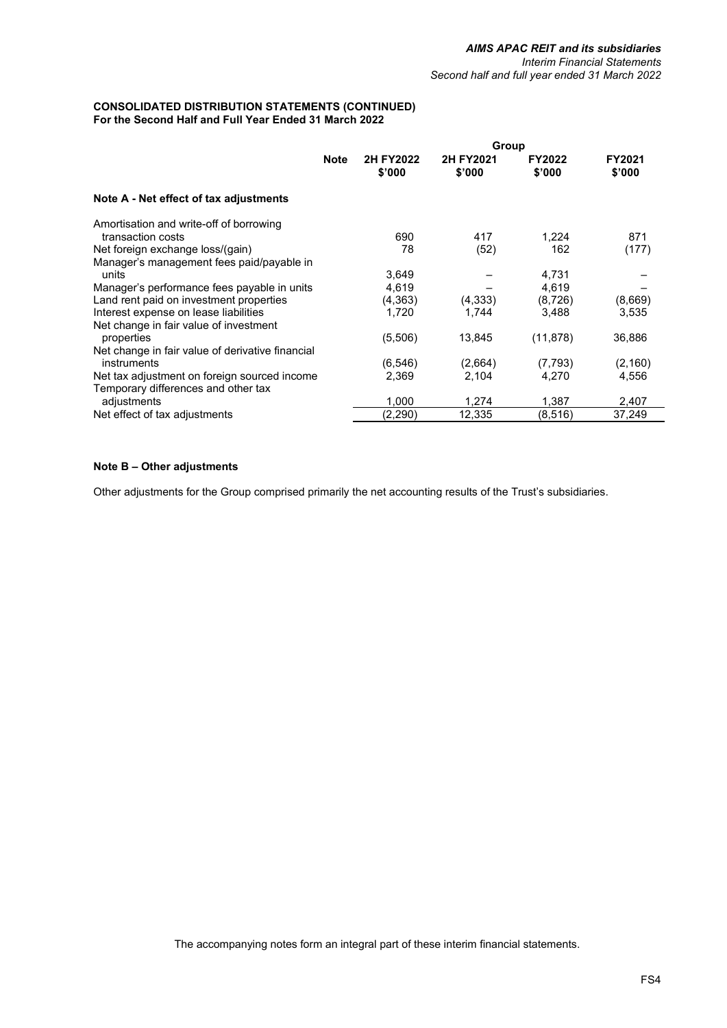## CONSOLIDATED DISTRIBUTION STATEMENTS (CONTINUED)
**For the Second Half and Full Year Ended 31 March 2022**

| | Note | Group | | | |
|---|---|---|---|---|---|
| | | 2H FY2022 $'000 | 2H FY2021 $'000 | FY2022 $'000 | FY2021 $'000 |
| **Note A - Net effect of tax adjustments** | | | | | |
| Amortisation and write-off of borrowing transaction costs | | 690 | 417 | 1,224 | 871 |
| Net foreign exchange loss/(gain) | | 78 | (52) | 162 | (177) |
| Manager's management fees paid/payable in units | | 3,649 | – | 4,731 | – |
| Manager's performance fees payable in units | | 4,619 | – | 4,619 | – |
| Land rent paid on investment properties | | (4,363) | (4,333) | (8,726) | (8,669) |
| Interest expense on lease liabilities | | 1,720 | 1,744 | 3,488 | 3,535 |
| Net change in fair value of investment properties | | (5,506) | 13,845 | (11,878) | 36,886 |
| Net change in fair value of derivative financial instruments | | (6,546) | (2,664) | (7,793) | (2,160) |
| Net tax adjustment on foreign sourced income | | 2,369 | 2,104 | 4,270 | 4,556 |
| Temporary differences and other tax adjustments | | 1,000 | 1,274 | 1,387 | 2,407 |
| Net effect of tax adjustments | | (2,290) | 12,335 | (8,516) | 37,249 |

**Note B – Other adjustments**

Other adjustments for the Group comprised primarily the net accounting results of the Trust's subsidiaries.

The accompanying notes form an integral part of these interim financial statements.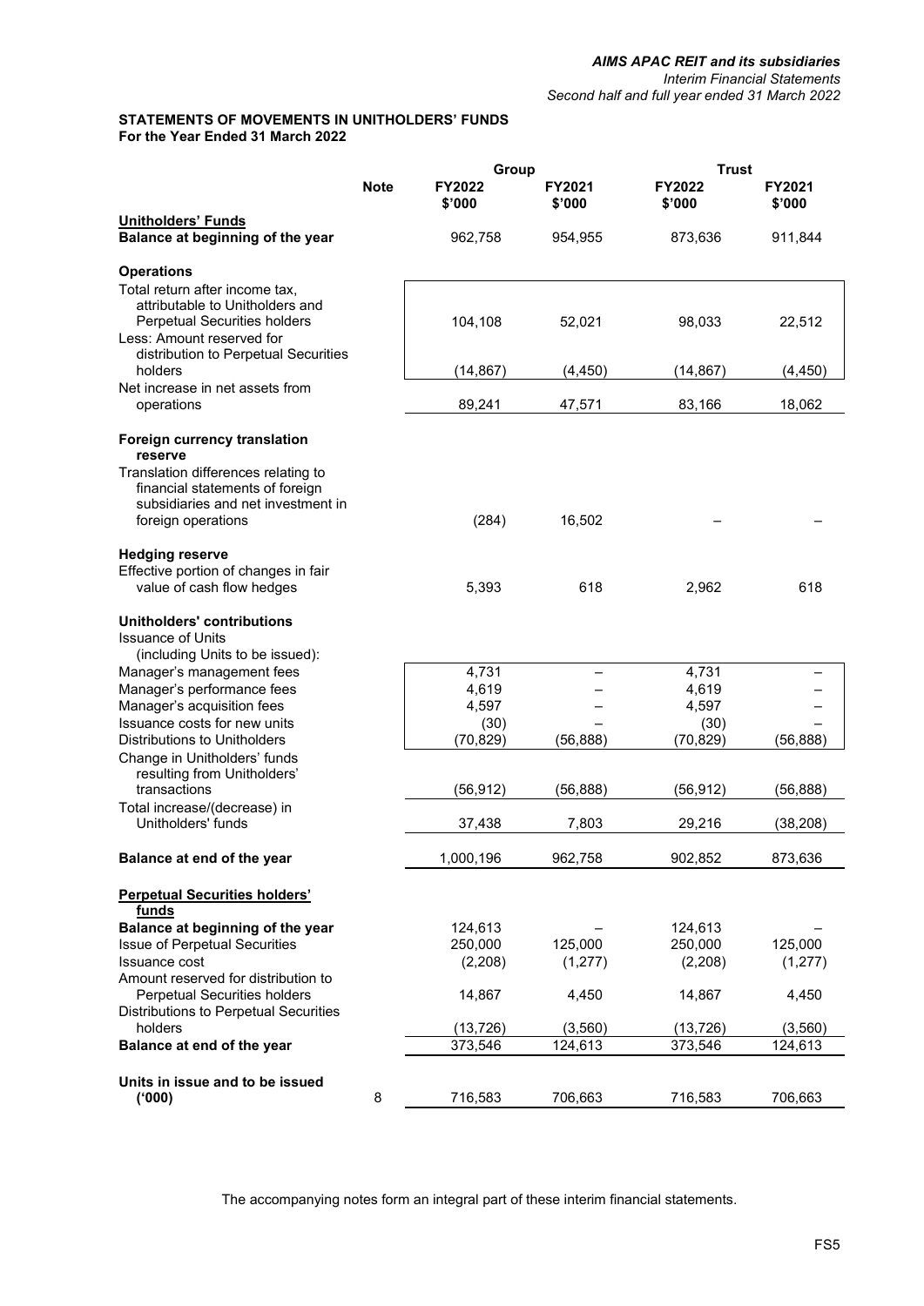## STATEMENTS OF MOVEMENTS IN UNITHOLDERS' FUNDS
**For the Year Ended 31 March 2022**

| | Note | Group FY2022 $'000 | Group FY2021 $'000 | Trust FY2022 $'000 | Trust FY2021 $'000 |
|---|---|---|---|---|---|
| **Unitholders' Funds** | | | | | |
| **Balance at beginning of the year** | | 962,758 | 954,955 | 873,636 | 911,844 |
| **Operations** | | | | | |
| Total return after income tax, attributable to Unitholders and Perpetual Securities holders | | 104,108 | 52,021 | 98,033 | 22,512 |
| Less: Amount reserved for distribution to Perpetual Securities holders | | (14,867) | (4,450) | (14,867) | (4,450) |
| Net increase in net assets from operations | | 89,241 | 47,571 | 83,166 | 18,062 |
| **Foreign currency translation reserve** | | | | | |
| Translation differences relating to financial statements of foreign subsidiaries and net investment in foreign operations | | (284) | 16,502 | – | – |
| **Hedging reserve** | | | | | |
| Effective portion of changes in fair value of cash flow hedges | | 5,393 | 618 | 2,962 | 618 |
| **Unitholders' contributions** | | | | | |
| Issuance of Units (including Units to be issued): | | | | | |
| Manager's management fees | | 4,731 | – | 4,731 | – |
| Manager's performance fees | | 4,619 | – | 4,619 | – |
| Manager's acquisition fees | | 4,597 | – | 4,597 | – |
| Issuance costs for new units | | (30) | – | (30) | – |
| Distributions to Unitholders | | (70,829) | (56,888) | (70,829) | (56,888) |
| Change in Unitholders' funds resulting from Unitholders' transactions | | (56,912) | (56,888) | (56,912) | (56,888) |
| Total increase/(decrease) in Unitholders' funds | | 37,438 | 7,803 | 29,216 | (38,208) |
| **Balance at end of the year** | | 1,000,196 | 962,758 | 902,852 | 873,636 |
| **Perpetual Securities holders' funds** | | | | | |
| **Balance at beginning of the year** | | 124,613 | – | 124,613 | – |
| Issue of Perpetual Securities | | 250,000 | 125,000 | 250,000 | 125,000 |
| Issuance cost | | (2,208) | (1,277) | (2,208) | (1,277) |
| Amount reserved for distribution to Perpetual Securities holders | | 14,867 | 4,450 | 14,867 | 4,450 |
| Distributions to Perpetual Securities holders | | (13,726) | (3,560) | (13,726) | (3,560) |
| **Balance at end of the year** | | 373,546 | 124,613 | 373,546 | 124,613 |
| **Units in issue and to be issued ('000)** | 8 | 716,583 | 706,663 | 716,583 | 706,663 |

The accompanying notes form an integral part of these interim financial statements.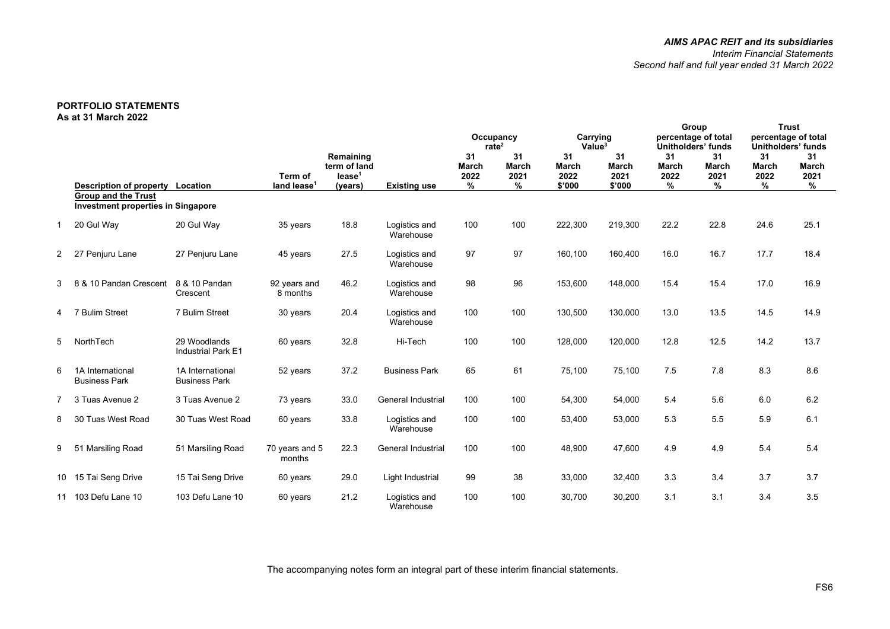## PORTFOLIO STATEMENTS
**As at 31 March 2022**

| | Description of property | Location | Term of land lease[1] | Remaining term of land lease[1] (years) | Existing use | Occupancy rate[2] 31 March 2022 % | Occupancy rate[2] 31 March 2021 % | Carrying Value[3] 31 March 2022 $'000 | Carrying Value[3] 31 March 2021 $'000 | Group percentage of total Unitholders' funds 31 March 2022 % | Group percentage of total Unitholders' funds 31 March 2021 % | Trust percentage of total Unitholders' funds 31 March 2022 % | Trust percentage of total Unitholders' funds 31 March 2021 % |
|---|---|---|---|---|---|---|---|---|---|---|---|---|---|
| | **Group and the Trust** | | | | | | | | | | | | |
| | **Investment properties in Singapore** | | | | | | | | | | | | |
| 1 | 20 Gul Way | 20 Gul Way | 35 years | 18.8 | Logistics and Warehouse | 100 | 100 | 222,300 | 219,300 | 22.2 | 22.8 | 24.6 | 25.1 |
| 2 | 27 Penjuru Lane | 27 Penjuru Lane | 45 years | 27.5 | Logistics and Warehouse | 97 | 97 | 160,100 | 160,400 | 16.0 | 16.7 | 17.7 | 18.4 |
| 3 | 8 & 10 Pandan Crescent | 8 & 10 Pandan Crescent | 92 years and 8 months | 46.2 | Logistics and Warehouse | 98 | 96 | 153,600 | 148,000 | 15.4 | 15.4 | 17.0 | 16.9 |
| 4 | 7 Bulim Street | 7 Bulim Street | 30 years | 20.4 | Logistics and Warehouse | 100 | 100 | 130,500 | 130,000 | 13.0 | 13.5 | 14.5 | 14.9 |
| 5 | NorthTech | 29 Woodlands Industrial Park E1 | 60 years | 32.8 | Hi-Tech | 100 | 100 | 128,000 | 120,000 | 12.8 | 12.5 | 14.2 | 13.7 |
| 6 | 1A International Business Park | 1A International Business Park | 52 years | 37.2 | Business Park | 65 | 61 | 75,100 | 75,100 | 7.5 | 7.8 | 8.3 | 8.6 |
| 7 | 3 Tuas Avenue 2 | 3 Tuas Avenue 2 | 73 years | 33.0 | General Industrial | 100 | 100 | 54,300 | 54,000 | 5.4 | 5.6 | 6.0 | 6.2 |
| 8 | 30 Tuas West Road | 30 Tuas West Road | 60 years | 33.8 | Logistics and Warehouse | 100 | 100 | 53,400 | 53,000 | 5.3 | 5.5 | 5.9 | 6.1 |
| 9 | 51 Marsiling Road | 51 Marsiling Road | 70 years and 5 months | 22.3 | General Industrial | 100 | 100 | 48,900 | 47,600 | 4.9 | 4.9 | 5.4 | 5.4 |
| 10 | 15 Tai Seng Drive | 15 Tai Seng Drive | 60 years | 29.0 | Light Industrial | 99 | 38 | 33,000 | 32,400 | 3.3 | 3.4 | 3.7 | 3.7 |
| 11 | 103 Defu Lane 10 | 103 Defu Lane 10 | 60 years | 21.2 | Logistics and Warehouse | 100 | 100 | 30,700 | 30,200 | 3.1 | 3.1 | 3.4 | 3.5 |

The accompanying notes form an integral part of these interim financial statements.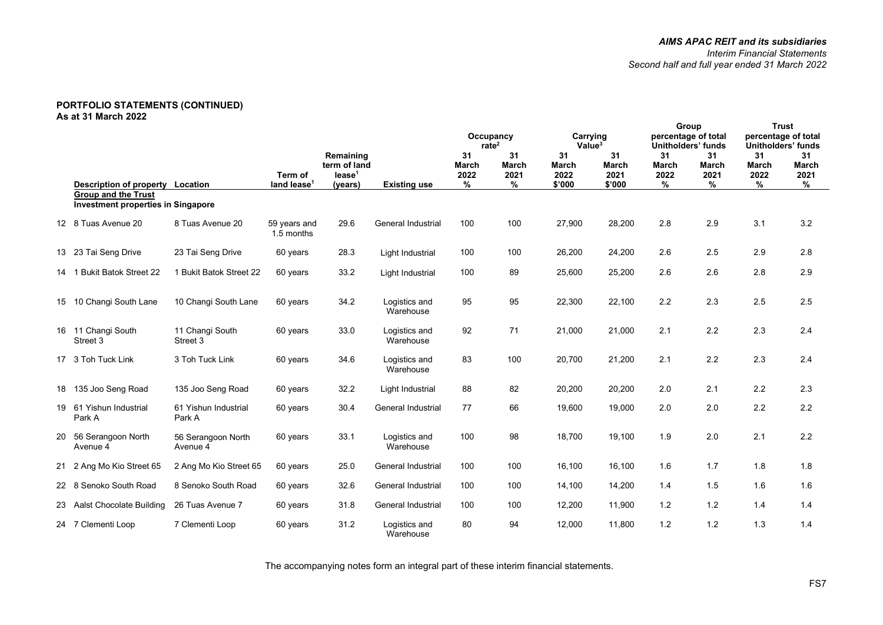## PORTFOLIO STATEMENTS (CONTINUED)

**As at 31 March 2022**

| | Description of property | Location | Term of land lease[1] | Remaining term of land lease[1] (years) | Existing use | Occupancy rate[2] | | Carrying Value[3] | | Group percentage of total Unitholders' funds | | Trust percentage of total Unitholders' funds | |
|---|---|---|---|---|---|---|---|---|---|---|---|---|---|
| | | | | | | 31 March 2022 % | 31 March 2021 % | 31 March 2022 $'000 | 31 March 2021 $'000 | 31 March 2022 % | 31 March 2021 % | 31 March 2022 % | 31 March 2021 % |
| | **Group and the Trust** | | | | | | | | | | | | |
| | **Investment properties in Singapore** | | | | | | | | | | | | |
| 12 | 8 Tuas Avenue 20 | 8 Tuas Avenue 20 | 59 years and 1.5 months | 29.6 | General Industrial | 100 | 100 | 27,900 | 28,200 | 2.8 | 2.9 | 3.1 | 3.2 |
| 13 | 23 Tai Seng Drive | 23 Tai Seng Drive | 60 years | 28.3 | Light Industrial | 100 | 100 | 26,200 | 24,200 | 2.6 | 2.5 | 2.9 | 2.8 |
| 14 | 1 Bukit Batok Street 22 | 1 Bukit Batok Street 22 | 60 years | 33.2 | Light Industrial | 100 | 89 | 25,600 | 25,200 | 2.6 | 2.6 | 2.8 | 2.9 |
| 15 | 10 Changi South Lane | 10 Changi South Lane | 60 years | 34.2 | Logistics and Warehouse | 95 | 95 | 22,300 | 22,100 | 2.2 | 2.3 | 2.5 | 2.5 |
| 16 | 11 Changi South Street 3 | 11 Changi South Street 3 | 60 years | 33.0 | Logistics and Warehouse | 92 | 71 | 21,000 | 21,000 | 2.1 | 2.2 | 2.3 | 2.4 |
| 17 | 3 Toh Tuck Link | 3 Toh Tuck Link | 60 years | 34.6 | Logistics and Warehouse | 83 | 100 | 20,700 | 21,200 | 2.1 | 2.2 | 2.3 | 2.4 |
| 18 | 135 Joo Seng Road | 135 Joo Seng Road | 60 years | 32.2 | Light Industrial | 88 | 82 | 20,200 | 20,200 | 2.0 | 2.1 | 2.2 | 2.3 |
| 19 | 61 Yishun Industrial Park A | 61 Yishun Industrial Park A | 60 years | 30.4 | General Industrial | 77 | 66 | 19,600 | 19,000 | 2.0 | 2.0 | 2.2 | 2.2 |
| 20 | 56 Serangoon North Avenue 4 | 56 Serangoon North Avenue 4 | 60 years | 33.1 | Logistics and Warehouse | 100 | 98 | 18,700 | 19,100 | 1.9 | 2.0 | 2.1 | 2.2 |
| 21 | 2 Ang Mo Kio Street 65 | 2 Ang Mo Kio Street 65 | 60 years | 25.0 | General Industrial | 100 | 100 | 16,100 | 16,100 | 1.6 | 1.7 | 1.8 | 1.8 |
| 22 | 8 Senoko South Road | 8 Senoko South Road | 60 years | 32.6 | General Industrial | 100 | 100 | 14,100 | 14,200 | 1.4 | 1.5 | 1.6 | 1.6 |
| 23 | Aalst Chocolate Building | 26 Tuas Avenue 7 | 60 years | 31.8 | General Industrial | 100 | 100 | 12,200 | 11,900 | 1.2 | 1.2 | 1.4 | 1.4 |
| 24 | 7 Clementi Loop | 7 Clementi Loop | 60 years | 31.2 | Logistics and Warehouse | 80 | 94 | 12,000 | 11,800 | 1.2 | 1.2 | 1.3 | 1.4 |

The accompanying notes form an integral part of these interim financial statements.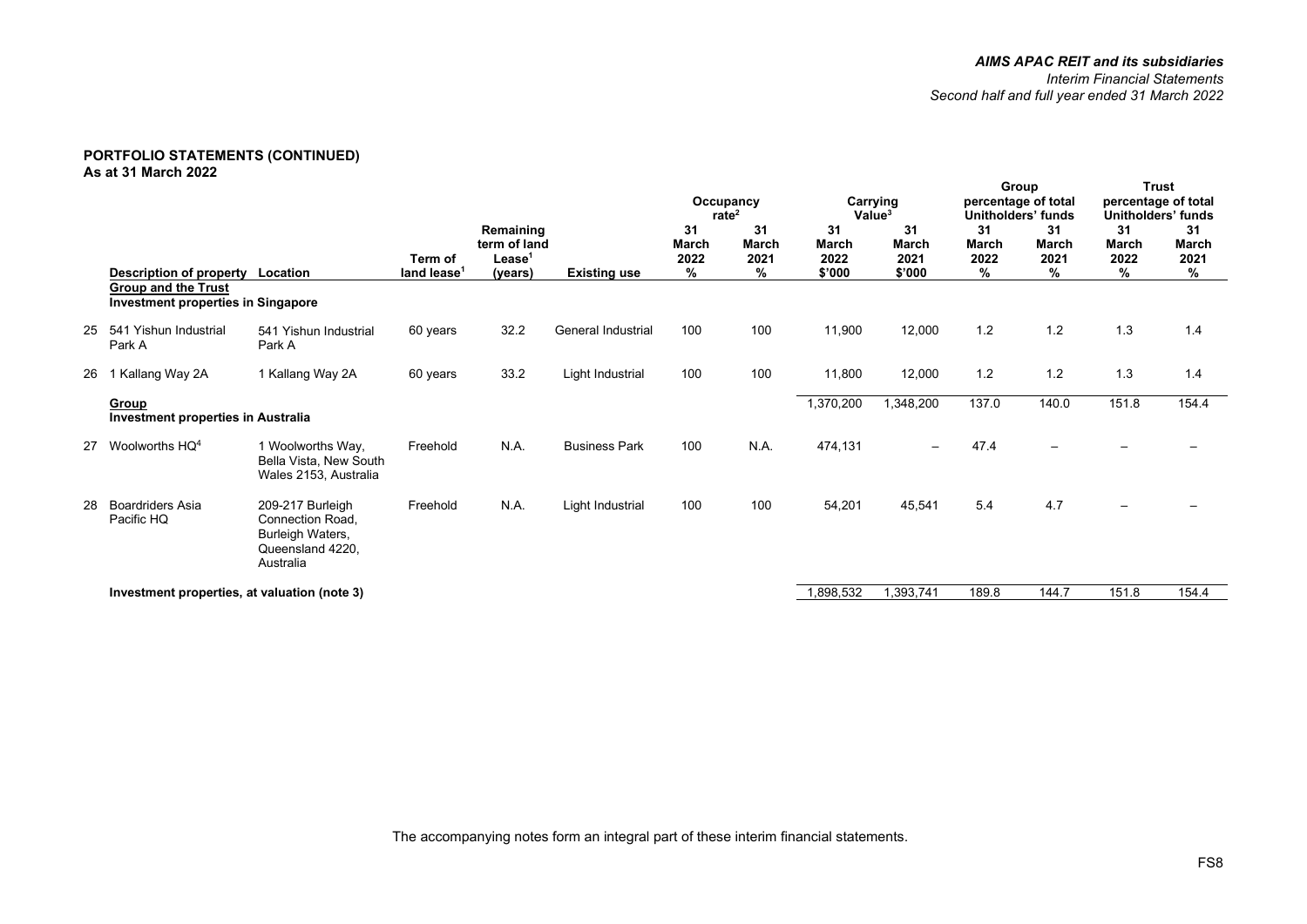## PORTFOLIO STATEMENTS (CONTINUED)

**As at 31 March 2022**

| | Description of property | Location | Term of land lease[1] | Remaining term of land Lease[1] (years) | Existing use | Occupancy rate[2] 31 March 2022 % | Occupancy rate[2] 31 March 2021 % | Carrying Value[3] 31 March 2022 $'000 | Carrying Value[3] 31 March 2021 $'000 | Group percentage of total Unitholders' funds 31 March 2022 % | Group percentage of total Unitholders' funds 31 March 2021 % | Trust percentage of total Unitholders' funds 31 March 2022 % | Trust percentage of total Unitholders' funds 31 March 2021 % |
|---|---|---|---|---|---|---|---|---|---|---|---|---|---|
| | **Group and the Trust** | | | | | | | | | | | | |
| | **Investment properties in Singapore** | | | | | | | | | | | | |
| 25 | 541 Yishun Industrial Park A | 541 Yishun Industrial Park A | 60 years | 32.2 | General Industrial | 100 | 100 | 11,900 | 12,000 | 1.2 | 1.2 | 1.3 | 1.4 |
| 26 | 1 Kallang Way 2A | 1 Kallang Way 2A | 60 years | 33.2 | Light Industrial | 100 | 100 | 11,800 | 12,000 | 1.2 | 1.2 | 1.3 | 1.4 |
| | | | | | | | | 1,370,200 | 1,348,200 | 137.0 | 140.0 | 151.8 | 154.4 |
| | **Group** | | | | | | | | | | | | |
| | **Investment properties in Australia** | | | | | | | | | | | | |
| 27 | Woolworths HQ[4] | 1 Woolworths Way, Bella Vista, New South Wales 2153, Australia | Freehold | N.A. | Business Park | 100 | N.A. | 474,131 | – | 47.4 | – | – | – |
| 28 | Boardriders Asia Pacific HQ | 209-217 Burleigh Connection Road, Burleigh Waters, Queensland 4220, Australia | Freehold | N.A. | Light Industrial | 100 | 100 | 54,201 | 45,541 | 5.4 | 4.7 | – | – |
| | **Investment properties, at valuation (note 3)** | | | | | | | 1,898,532 | 1,393,741 | 189.8 | 144.7 | 151.8 | 154.4 |

The accompanying notes form an integral part of these interim financial statements.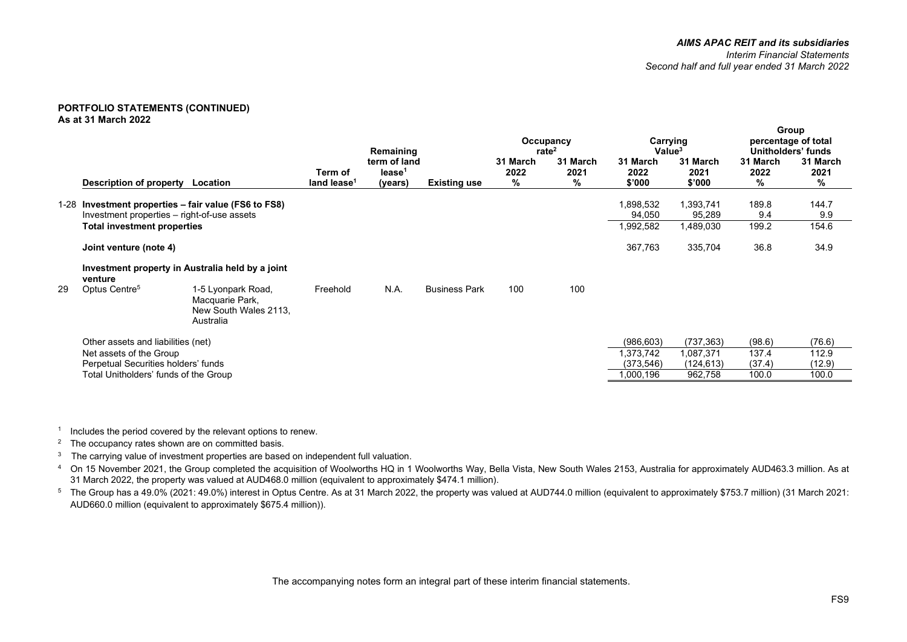## PORTFOLIO STATEMENTS (CONTINUED)

**As at 31 March 2022**

| | Description of property | Location | Term of land lease[1] | Remaining term of land lease[1] (years) | Existing use | Occupancy rate[2] 31 March 2022 % | Occupancy rate[2] 31 March 2021 % | Carrying Value[3] 31 March 2022 $'000 | Carrying Value[3] 31 March 2021 $'000 | Group percentage of total Unitholders' funds 31 March 2022 % | Group percentage of total Unitholders' funds 31 March 2021 % |
|---|---|---|---|---|---|---|---|---|---|---|---|
| 1-28 | **Investment properties – fair value (FS6 to FS8)** | | | | | | | 1,898,532 | 1,393,741 | 189.8 | 144.7 |
| | Investment properties – right-of-use assets | | | | | | | 94,050 | 95,289 | 9.4 | 9.9 |
| | **Total investment properties** | | | | | | | 1,992,582 | 1,489,030 | 199.2 | 154.6 |
| | **Joint venture (note 4)** | | | | | | | 367,763 | 335,704 | 36.8 | 34.9 |
| | **Investment property in Australia held by a joint venture** | | | | | | | | | | |
| 29 | Optus Centre[5] | 1-5 Lyonpark Road, Macquarie Park, New South Wales 2113, Australia | Freehold | N.A. | Business Park | 100 | 100 | | | | |
| | Other assets and liabilities (net) | | | | | | | (986,603) | (737,363) | (98.6) | (76.6) |
| | Net assets of the Group | | | | | | | 1,373,742 | 1,087,371 | 137.4 | 112.9 |
| | Perpetual Securities holders' funds | | | | | | | (373,546) | (124,613) | (37.4) | (12.9) |
| | Total Unitholders' funds of the Group | | | | | | | 1,000,196 | 962,758 | 100.0 | 100.0 |

[1] Includes the period covered by the relevant options to renew.

[2] The occupancy rates shown are on committed basis.

[3] The carrying value of investment properties are based on independent full valuation.

[4] On 15 November 2021, the Group completed the acquisition of Woolworths HQ in 1 Woolworths Way, Bella Vista, New South Wales 2153, Australia for approximately AUD463.3 million. As at 31 March 2022, the property was valued at AUD468.0 million (equivalent to approximately $474.1 million).

[5] The Group has a 49.0% (2021: 49.0%) interest in Optus Centre. As at 31 March 2022, the property was valued at AUD744.0 million (equivalent to approximately $753.7 million) (31 March 2021: AUD660.0 million (equivalent to approximately $675.4 million)).

The accompanying notes form an integral part of these interim financial statements.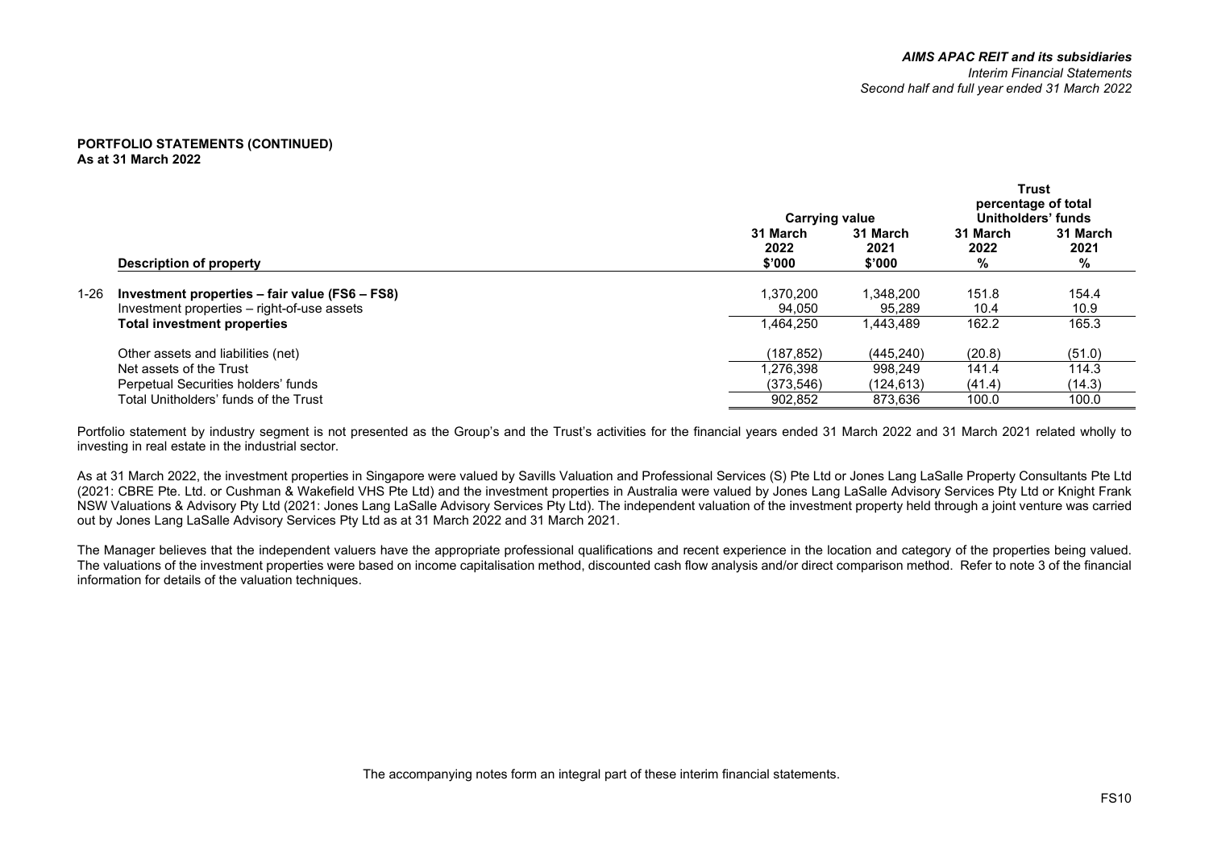**PORTFOLIO STATEMENTS (CONTINUED)**
**As at 31 March 2022**

| | | Carrying value | | Trust percentage of total Unitholders' funds | |
|---|---|---|---|---|---|
| | | 31 March 2022 | 31 March 2021 | 31 March 2022 | 31 March 2021 |
| | **Description of property** | $'000 | $'000 | % | % |
| 1-26 | **Investment properties – fair value (FS6 – FS8)** | 1,370,200 | 1,348,200 | 151.8 | 154.4 |
| | Investment properties – right-of-use assets | 94,050 | 95,289 | 10.4 | 10.9 |
| | **Total investment properties** | 1,464,250 | 1,443,489 | 162.2 | 165.3 |
| | Other assets and liabilities (net) | (187,852) | (445,240) | (20.8) | (51.0) |
| | Net assets of the Trust | 1,276,398 | 998,249 | 141.4 | 114.3 |
| | Perpetual Securities holders' funds | (373,546) | (124,613) | (41.4) | (14.3) |
| | Total Unitholders' funds of the Trust | 902,852 | 873,636 | 100.0 | 100.0 |

Portfolio statement by industry segment is not presented as the Group's and the Trust's activities for the financial years ended 31 March 2022 and 31 March 2021 related wholly to investing in real estate in the industrial sector.

As at 31 March 2022, the investment properties in Singapore were valued by Savills Valuation and Professional Services (S) Pte Ltd or Jones Lang LaSalle Property Consultants Pte Ltd (2021: CBRE Pte. Ltd. or Cushman & Wakefield VHS Pte Ltd) and the investment properties in Australia were valued by Jones Lang LaSalle Advisory Services Pty Ltd or Knight Frank NSW Valuations & Advisory Pty Ltd (2021: Jones Lang LaSalle Advisory Services Pty Ltd). The independent valuation of the investment property held through a joint venture was carried out by Jones Lang LaSalle Advisory Services Pty Ltd as at 31 March 2022 and 31 March 2021.

The Manager believes that the independent valuers have the appropriate professional qualifications and recent experience in the location and category of the properties being valued. The valuations of the investment properties were based on income capitalisation method, discounted cash flow analysis and/or direct comparison method. Refer to note 3 of the financial information for details of the valuation techniques.

The accompanying notes form an integral part of these interim financial statements.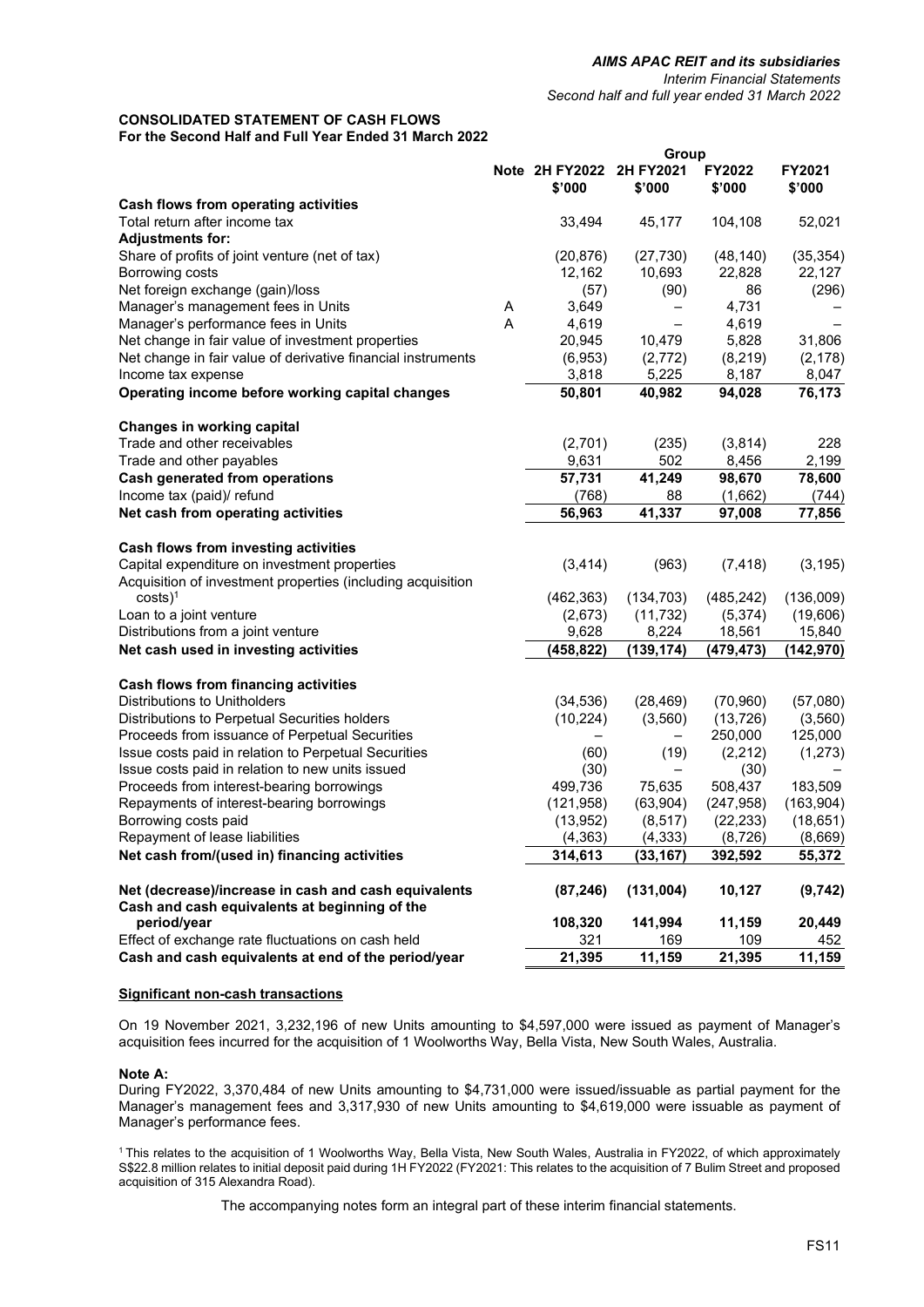**CONSOLIDATED STATEMENT OF CASH FLOWS**
**For the Second Half and Full Year Ended 31 March 2022**

| | Note | Group | | | |
|---|---|---|---|---|---|
| | | **2H FY2022 $'000** | **2H FY2021 $'000** | **FY2022 $'000** | **FY2021 $'000** |
| **Cash flows from operating activities** | | | | | |
| Total return after income tax | | 33,494 | 45,177 | 104,108 | 52,021 |
| **Adjustments for:** | | | | | |
| Share of profits of joint venture (net of tax) | | (20,876) | (27,730) | (48,140) | (35,354) |
| Borrowing costs | | 12,162 | 10,693 | 22,828 | 22,127 |
| Net foreign exchange (gain)/loss | | (57) | (90) | 86 | (296) |
| Manager's management fees in Units | A | 3,649 | – | 4,731 | – |
| Manager's performance fees in Units | A | 4,619 | – | 4,619 | – |
| Net change in fair value of investment properties | | 20,945 | 10,479 | 5,828 | 31,806 |
| Net change in fair value of derivative financial instruments | | (6,953) | (2,772) | (8,219) | (2,178) |
| Income tax expense | | 3,818 | 5,225 | 8,187 | 8,047 |
| **Operating income before working capital changes** | | **50,801** | **40,982** | **94,028** | **76,173** |
| | | | | | |
| **Changes in working capital** | | | | | |
| Trade and other receivables | | (2,701) | (235) | (3,814) | 228 |
| Trade and other payables | | 9,631 | 502 | 8,456 | 2,199 |
| **Cash generated from operations** | | **57,731** | **41,249** | **98,670** | **78,600** |
| Income tax (paid)/ refund | | (768) | 88 | (1,662) | (744) |
| **Net cash from operating activities** | | **56,963** | **41,337** | **97,008** | **77,856** |
| | | | | | |
| **Cash flows from investing activities** | | | | | |
| Capital expenditure on investment properties | | (3,414) | (963) | (7,418) | (3,195) |
| Acquisition of investment properties (including acquisition costs)[1] | | (462,363) | (134,703) | (485,242) | (136,009) |
| Loan to a joint venture | | (2,673) | (11,732) | (5,374) | (19,606) |
| Distributions from a joint venture | | 9,628 | 8,224 | 18,561 | 15,840 |
| **Net cash used in investing activities** | | **(458,822)** | **(139,174)** | **(479,473)** | **(142,970)** |
| | | | | | |
| **Cash flows from financing activities** | | | | | |
| Distributions to Unitholders | | (34,536) | (28,469) | (70,960) | (57,080) |
| Distributions to Perpetual Securities holders | | (10,224) | (3,560) | (13,726) | (3,560) |
| Proceeds from issuance of Perpetual Securities | | – | – | 250,000 | 125,000 |
| Issue costs paid in relation to Perpetual Securities | | (60) | (19) | (2,212) | (1,273) |
| Issue costs paid in relation to new units issued | | (30) | – | (30) | – |
| Proceeds from interest-bearing borrowings | | 499,736 | 75,635 | 508,437 | 183,509 |
| Repayments of interest-bearing borrowings | | (121,958) | (63,904) | (247,958) | (163,904) |
| Borrowing costs paid | | (13,952) | (8,517) | (22,233) | (18,651) |
| Repayment of lease liabilities | | (4,363) | (4,333) | (8,726) | (8,669) |
| **Net cash from/(used in) financing activities** | | **314,613** | **(33,167)** | **392,592** | **55,372** |
| | | | | | |
| **Net (decrease)/increase in cash and cash equivalents** | | **(87,246)** | **(131,004)** | **10,127** | **(9,742)** |
| **Cash and cash equivalents at beginning of the period/year** | | **108,320** | **141,994** | **11,159** | **20,449** |
| Effect of exchange rate fluctuations on cash held | | 321 | 169 | 109 | 452 |
| **Cash and cash equivalents at end of the period/year** | | **21,395** | **11,159** | **21,395** | **11,159** |

**Significant non-cash transactions**

On 19 November 2021, 3,232,196 of new Units amounting to $4,597,000 were issued as payment of Manager's acquisition fees incurred for the acquisition of 1 Woolworths Way, Bella Vista, New South Wales, Australia.

**Note A:**
During FY2022, 3,370,484 of new Units amounting to $4,731,000 were issued/issuable as partial payment for the Manager's management fees and 3,317,930 of new Units amounting to $4,619,000 were issuable as payment of Manager's performance fees.

[1] This relates to the acquisition of 1 Woolworths Way, Bella Vista, New South Wales, Australia in FY2022, of which approximately S$22.8 million relates to initial deposit paid during 1H FY2022 (FY2021: This relates to the acquisition of 7 Bulim Street and proposed acquisition of 315 Alexandra Road).

The accompanying notes form an integral part of these interim financial statements.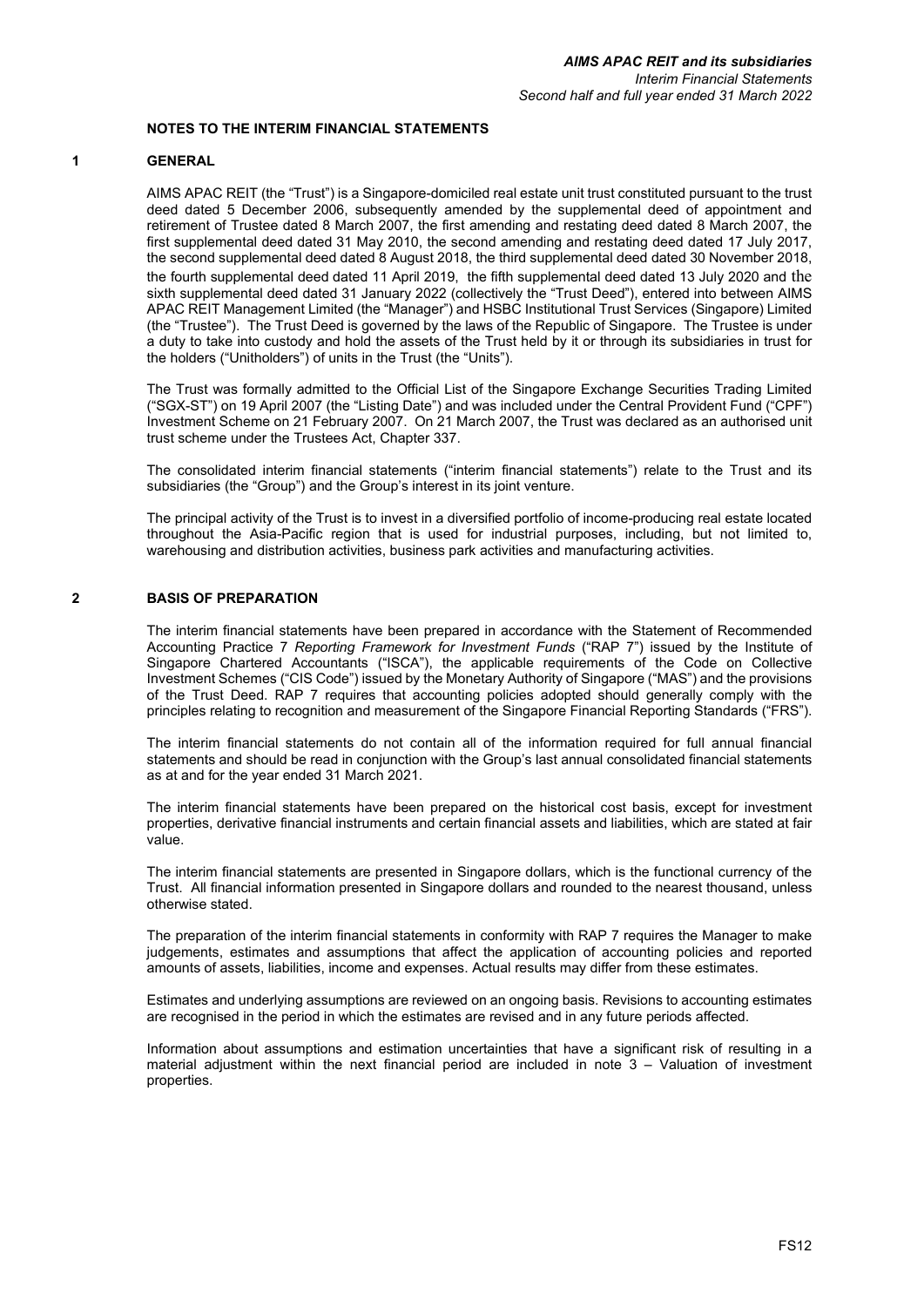## NOTES TO THE INTERIM FINANCIAL STATEMENTS

### 1 GENERAL

AIMS APAC REIT (the "Trust") is a Singapore-domiciled real estate unit trust constituted pursuant to the trust deed dated 5 December 2006, subsequently amended by the supplemental deed of appointment and retirement of Trustee dated 8 March 2007, the first amending and restating deed dated 8 March 2007, the first supplemental deed dated 31 May 2010, the second amending and restating deed dated 17 July 2017, the second supplemental deed dated 8 August 2018, the third supplemental deed dated 30 November 2018, the fourth supplemental deed dated 11 April 2019, the fifth supplemental deed dated 13 July 2020 and the sixth supplemental deed dated 31 January 2022 (collectively the "Trust Deed"), entered into between AIMS APAC REIT Management Limited (the "Manager") and HSBC Institutional Trust Services (Singapore) Limited (the "Trustee"). The Trust Deed is governed by the laws of the Republic of Singapore. The Trustee is under a duty to take into custody and hold the assets of the Trust held by it or through its subsidiaries in trust for the holders ("Unitholders") of units in the Trust (the "Units").

The Trust was formally admitted to the Official List of the Singapore Exchange Securities Trading Limited ("SGX-ST") on 19 April 2007 (the "Listing Date") and was included under the Central Provident Fund ("CPF") Investment Scheme on 21 February 2007. On 21 March 2007, the Trust was declared as an authorised unit trust scheme under the Trustees Act, Chapter 337.

The consolidated interim financial statements ("interim financial statements") relate to the Trust and its subsidiaries (the "Group") and the Group's interest in its joint venture.

The principal activity of the Trust is to invest in a diversified portfolio of income-producing real estate located throughout the Asia-Pacific region that is used for industrial purposes, including, but not limited to, warehousing and distribution activities, business park activities and manufacturing activities.

### 2 BASIS OF PREPARATION

The interim financial statements have been prepared in accordance with the Statement of Recommended Accounting Practice 7 *Reporting Framework for Investment Funds* ("RAP 7") issued by the Institute of Singapore Chartered Accountants ("ISCA"), the applicable requirements of the Code on Collective Investment Schemes ("CIS Code") issued by the Monetary Authority of Singapore ("MAS") and the provisions of the Trust Deed. RAP 7 requires that accounting policies adopted should generally comply with the principles relating to recognition and measurement of the Singapore Financial Reporting Standards ("FRS").

The interim financial statements do not contain all of the information required for full annual financial statements and should be read in conjunction with the Group's last annual consolidated financial statements as at and for the year ended 31 March 2021.

The interim financial statements have been prepared on the historical cost basis, except for investment properties, derivative financial instruments and certain financial assets and liabilities, which are stated at fair value.

The interim financial statements are presented in Singapore dollars, which is the functional currency of the Trust. All financial information presented in Singapore dollars and rounded to the nearest thousand, unless otherwise stated.

The preparation of the interim financial statements in conformity with RAP 7 requires the Manager to make judgements, estimates and assumptions that affect the application of accounting policies and reported amounts of assets, liabilities, income and expenses. Actual results may differ from these estimates.

Estimates and underlying assumptions are reviewed on an ongoing basis. Revisions to accounting estimates are recognised in the period in which the estimates are revised and in any future periods affected.

Information about assumptions and estimation uncertainties that have a significant risk of resulting in a material adjustment within the next financial period are included in note 3 – Valuation of investment properties.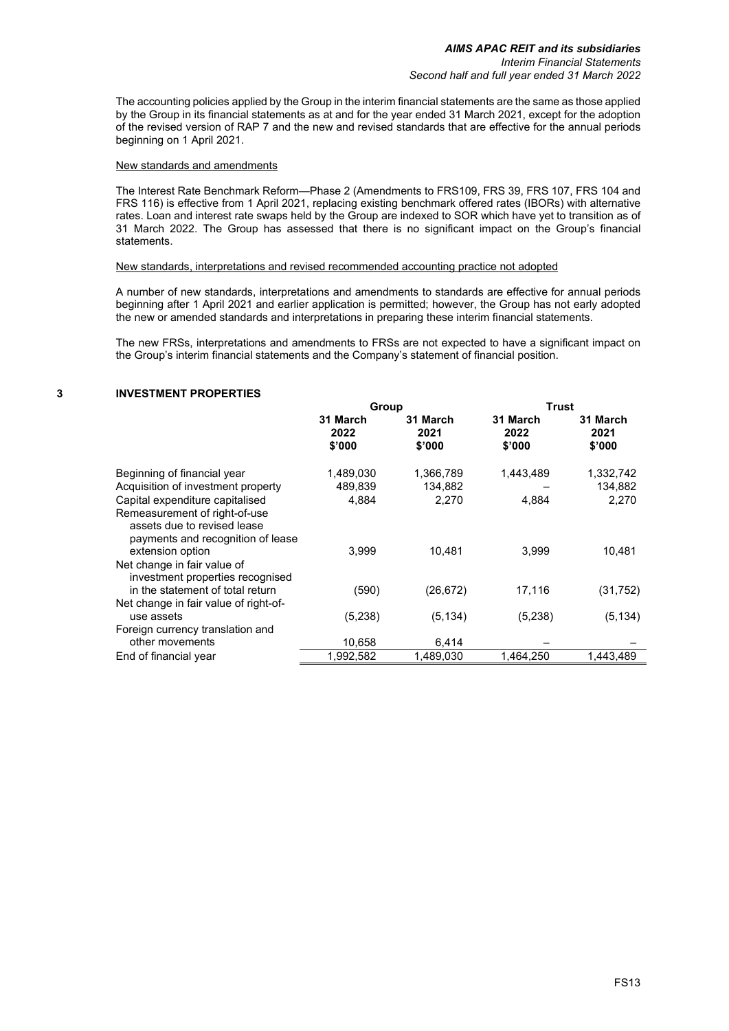The accounting policies applied by the Group in the interim financial statements are the same as those applied by the Group in its financial statements as at and for the year ended 31 March 2021, except for the adoption of the revised version of RAP 7 and the new and revised standards that are effective for the annual periods beginning on 1 April 2021.

New standards and amendments

The Interest Rate Benchmark Reform—Phase 2 (Amendments to FRS109, FRS 39, FRS 107, FRS 104 and FRS 116) is effective from 1 April 2021, replacing existing benchmark offered rates (IBORs) with alternative rates. Loan and interest rate swaps held by the Group are indexed to SOR which have yet to transition as of 31 March 2022. The Group has assessed that there is no significant impact on the Group's financial statements.

New standards, interpretations and revised recommended accounting practice not adopted

A number of new standards, interpretations and amendments to standards are effective for annual periods beginning after 1 April 2021 and earlier application is permitted; however, the Group has not early adopted the new or amended standards and interpretations in preparing these interim financial statements.

The new FRSs, interpretations and amendments to FRSs are not expected to have a significant impact on the Group's interim financial statements and the Company's statement of financial position.

## 3 INVESTMENT PROPERTIES

| | Group | | Trust | |
|---|---|---|---|---|
| | 31 March 2022 $'000 | 31 March 2021 $'000 | 31 March 2022 $'000 | 31 March 2021 $'000 |
| Beginning of financial year | 1,489,030 | 1,366,789 | 1,443,489 | 1,332,742 |
| Acquisition of investment property | 489,839 | 134,882 | – | 134,882 |
| Capital expenditure capitalised | 4,884 | 2,270 | 4,884 | 2,270 |
| Remeasurement of right-of-use assets due to revised lease payments and recognition of lease extension option | 3,999 | 10,481 | 3,999 | 10,481 |
| Net change in fair value of investment properties recognised in the statement of total return | (590) | (26,672) | 17,116 | (31,752) |
| Net change in fair value of right-of-use assets | (5,238) | (5,134) | (5,238) | (5,134) |
| Foreign currency translation and other movements | 10,658 | 6,414 | – | – |
| End of financial year | 1,992,582 | 1,489,030 | 1,464,250 | 1,443,489 |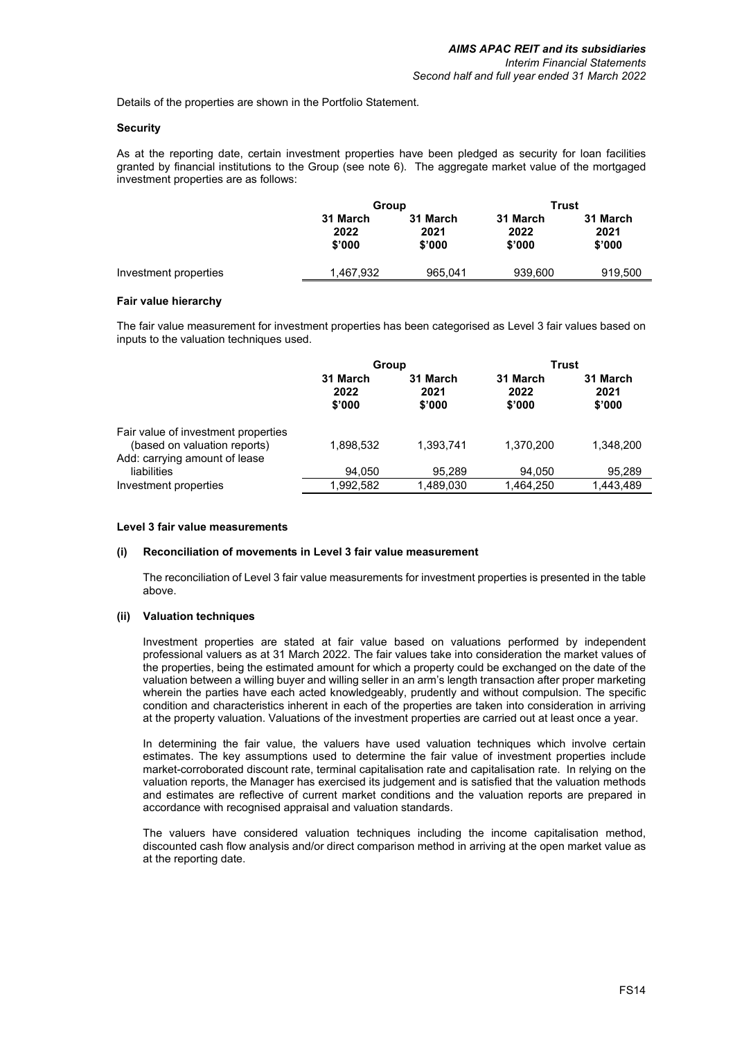Details of the properties are shown in the Portfolio Statement.

**Security**

As at the reporting date, certain investment properties have been pledged as security for loan facilities granted by financial institutions to the Group (see note 6). The aggregate market value of the mortgaged investment properties are as follows:

| | Group | | Trust | |
|---|---|---|---|---|
| | 31 March 2022 $'000 | 31 March 2021 $'000 | 31 March 2022 $'000 | 31 March 2021 $'000 |
| Investment properties | 1,467,932 | 965,041 | 939,600 | 919,500 |

**Fair value hierarchy**

The fair value measurement for investment properties has been categorised as Level 3 fair values based on inputs to the valuation techniques used.

| | Group | | Trust | |
|---|---|---|---|---|
| | 31 March 2022 $'000 | 31 March 2021 $'000 | 31 March 2022 $'000 | 31 March 2021 $'000 |
| Fair value of investment properties (based on valuation reports) | 1,898,532 | 1,393,741 | 1,370,200 | 1,348,200 |
| Add: carrying amount of lease liabilities | 94,050 | 95,289 | 94,050 | 95,289 |
| Investment properties | 1,992,582 | 1,489,030 | 1,464,250 | 1,443,489 |

**Level 3 fair value measurements**

**(i) Reconciliation of movements in Level 3 fair value measurement**

The reconciliation of Level 3 fair value measurements for investment properties is presented in the table above.

**(ii) Valuation techniques**

Investment properties are stated at fair value based on valuations performed by independent professional valuers as at 31 March 2022. The fair values take into consideration the market values of the properties, being the estimated amount for which a property could be exchanged on the date of the valuation between a willing buyer and willing seller in an arm's length transaction after proper marketing wherein the parties have each acted knowledgeably, prudently and without compulsion. The specific condition and characteristics inherent in each of the properties are taken into consideration in arriving at the property valuation. Valuations of the investment properties are carried out at least once a year.

In determining the fair value, the valuers have used valuation techniques which involve certain estimates. The key assumptions used to determine the fair value of investment properties include market-corroborated discount rate, terminal capitalisation rate and capitalisation rate. In relying on the valuation reports, the Manager has exercised its judgement and is satisfied that the valuation methods and estimates are reflective of current market conditions and the valuation reports are prepared in accordance with recognised appraisal and valuation standards.

The valuers have considered valuation techniques including the income capitalisation method, discounted cash flow analysis and/or direct comparison method in arriving at the open market value as at the reporting date.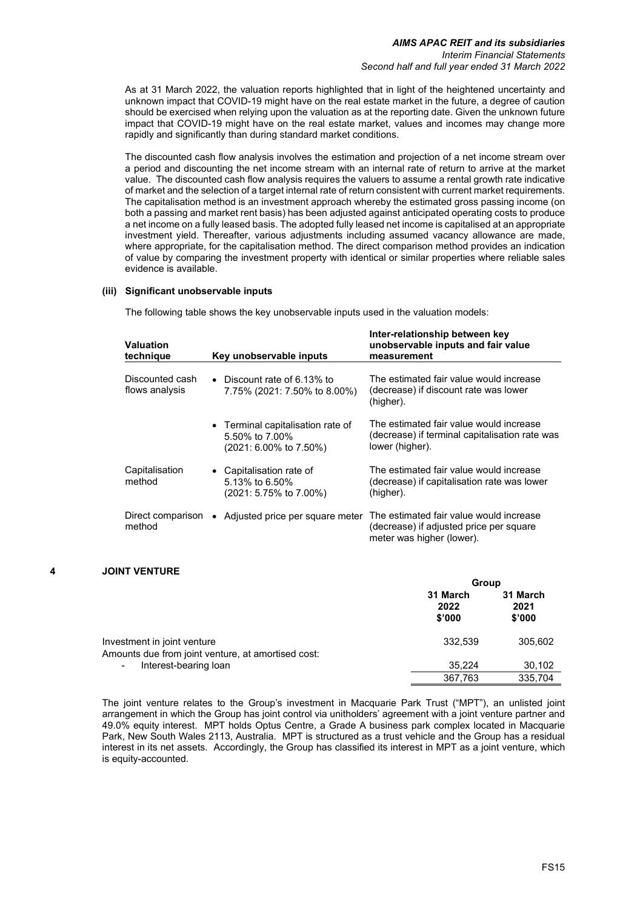As at 31 March 2022, the valuation reports highlighted that in light of the heightened uncertainty and unknown impact that COVID-19 might have on the real estate market in the future, a degree of caution should be exercised when relying upon the valuation as at the reporting date. Given the unknown future impact that COVID-19 might have on the real estate market, values and incomes may change more rapidly and significantly than during standard market conditions.

The discounted cash flow analysis involves the estimation and projection of a net income stream over a period and discounting the net income stream with an internal rate of return to arrive at the market value. The discounted cash flow analysis requires the valuers to assume a rental growth rate indicative of market and the selection of a target internal rate of return consistent with current market requirements. The capitalisation method is an investment approach whereby the estimated gross passing income (on both a passing and market rent basis) has been adjusted against anticipated operating costs to produce a net income on a fully leased basis. The adopted fully leased net income is capitalised at an appropriate investment yield. Thereafter, various adjustments including assumed vacancy allowance are made, where appropriate, for the capitalisation method. The direct comparison method provides an indication of value by comparing the investment property with identical or similar properties where reliable sales evidence is available.

**(iii) Significant unobservable inputs**

The following table shows the key unobservable inputs used in the valuation models:

| Valuation technique | Key unobservable inputs | Inter-relationship between key unobservable inputs and fair value measurement |
|---|---|---|
| Discounted cash flows analysis | • Discount rate of 6.13% to 7.75% (2021: 7.50% to 8.00%) | The estimated fair value would increase (decrease) if discount rate was lower (higher). |
| | • Terminal capitalisation rate of 5.50% to 7.00% (2021: 6.00% to 7.50%) | The estimated fair value would increase (decrease) if terminal capitalisation rate was lower (higher). |
| Capitalisation method | • Capitalisation rate of 5.13% to 6.50% (2021: 5.75% to 7.00%) | The estimated fair value would increase (decrease) if capitalisation rate was lower (higher). |
| Direct comparison method | • Adjusted price per square meter | The estimated fair value would increase (decrease) if adjusted price per square meter was higher (lower). |

## 4 JOINT VENTURE

| | Group | |
|---|---|---|
| | 31 March 2022 $'000 | 31 March 2021 $'000 |
| Investment in joint venture | 332,539 | 305,602 |
| Amounts due from joint venture, at amortised cost: | | |
| - Interest-bearing loan | 35,224 | 30,102 |
| | 367,763 | 335,704 |

The joint venture relates to the Group's investment in Macquarie Park Trust ("MPT"), an unlisted joint arrangement in which the Group has joint control via unitholders' agreement with a joint venture partner and 49.0% equity interest. MPT holds Optus Centre, a Grade A business park complex located in Macquarie Park, New South Wales 2113, Australia. MPT is structured as a trust vehicle and the Group has a residual interest in its net assets. Accordingly, the Group has classified its interest in MPT as a joint venture, which is equity-accounted.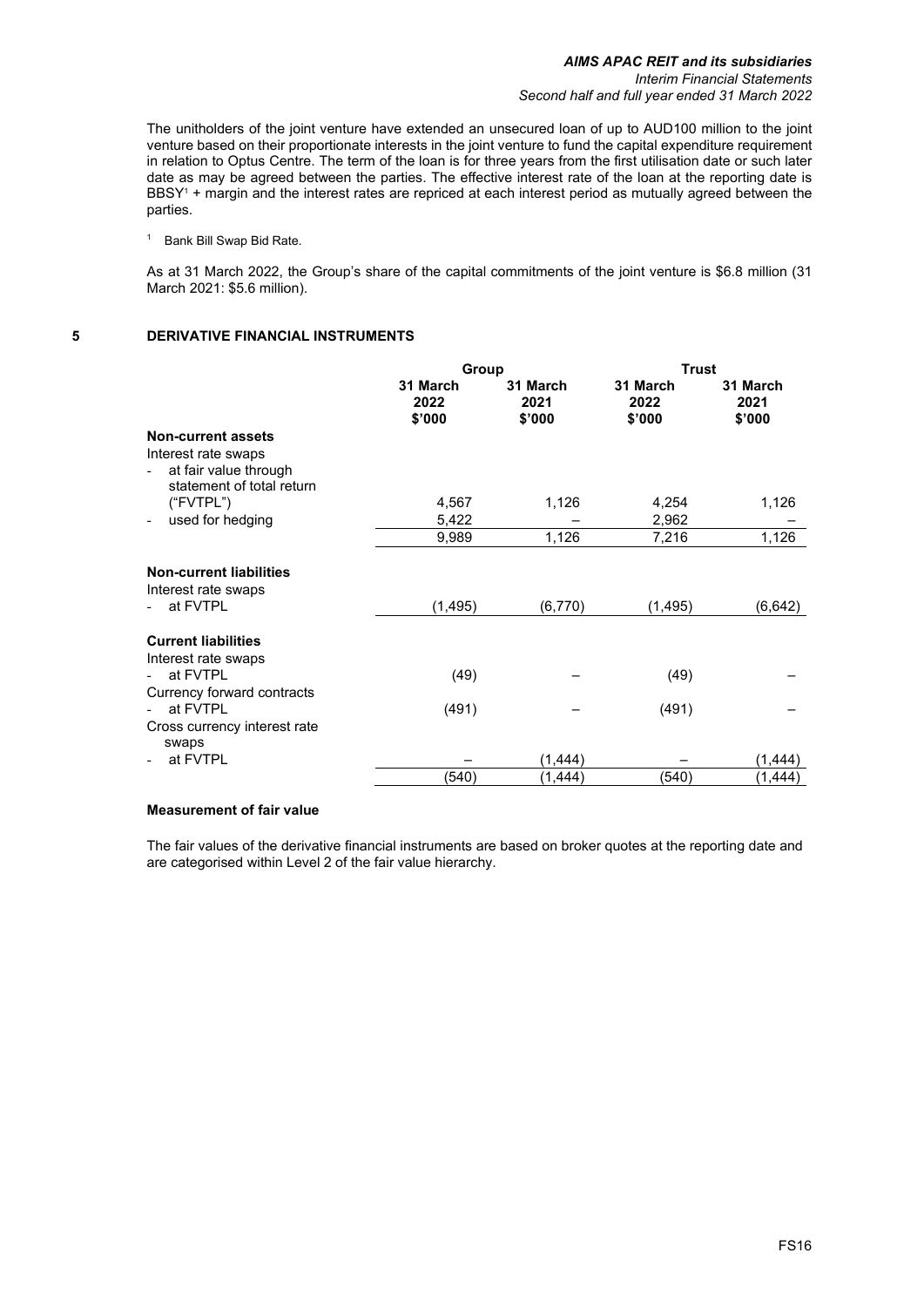The unitholders of the joint venture have extended an unsecured loan of up to AUD100 million to the joint venture based on their proportionate interests in the joint venture to fund the capital expenditure requirement in relation to Optus Centre. The term of the loan is for three years from the first utilisation date or such later date as may be agreed between the parties. The effective interest rate of the loan at the reporting date is BBSY[1] + margin and the interest rates are repriced at each interest period as mutually agreed between the parties.

[1] Bank Bill Swap Bid Rate.

As at 31 March 2022, the Group's share of the capital commitments of the joint venture is \$6.8 million (31 March 2021: \$5.6 million).

## 5 DERIVATIVE FINANCIAL INSTRUMENTS

| | Group | | Trust | |
|---|---|---|---|---|
| | 31 March 2022 \$'000 | 31 March 2021 \$'000 | 31 March 2022 \$'000 | 31 March 2021 \$'000 |
| **Non-current assets** | | | | |
| Interest rate swaps | | | | |
| - at fair value through statement of total return ("FVTPL") | 4,567 | 1,126 | 4,254 | 1,126 |
| - used for hedging | 5,422 | – | 2,962 | – |
| | 9,989 | 1,126 | 7,216 | 1,126 |
| **Non-current liabilities** | | | | |
| Interest rate swaps | | | | |
| - at FVTPL | (1,495) | (6,770) | (1,495) | (6,642) |
| **Current liabilities** | | | | |
| Interest rate swaps | | | | |
| - at FVTPL | (49) | – | (49) | – |
| Currency forward contracts | | | | |
| - at FVTPL | (491) | – | (491) | – |
| Cross currency interest rate swaps | | | | |
| - at FVTPL | – | (1,444) | – | (1,444) |
| | (540) | (1,444) | (540) | (1,444) |

**Measurement of fair value**

The fair values of the derivative financial instruments are based on broker quotes at the reporting date and are categorised within Level 2 of the fair value hierarchy.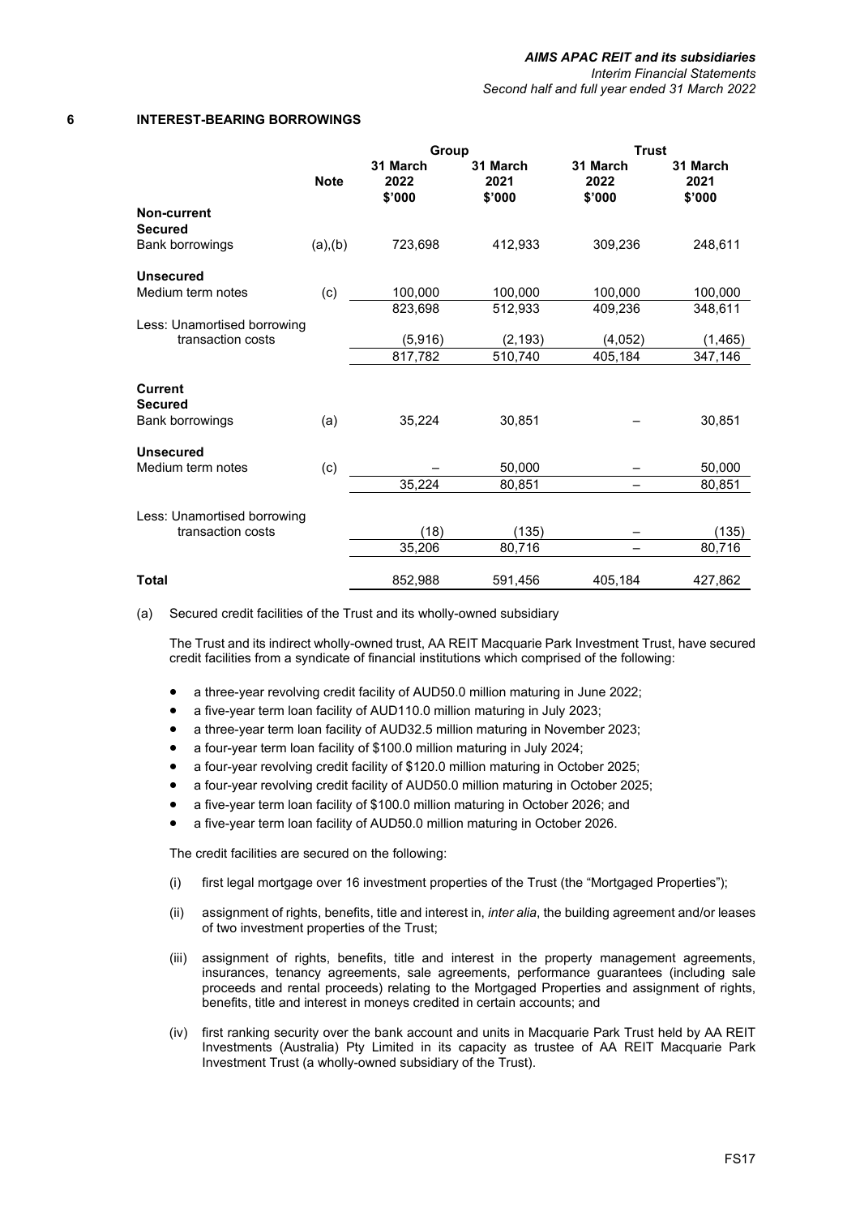## 6 INTEREST-BEARING BORROWINGS

| | Note | Group 31 March 2022 $'000 | Group 31 March 2021 $'000 | Trust 31 March 2022 $'000 | Trust 31 March 2021 $'000 |
|---|---|---|---|---|---|
| **Non-current** | | | | | |
| **Secured** | | | | | |
| Bank borrowings | (a),(b) | 723,698 | 412,933 | 309,236 | 248,611 |
| **Unsecured** | | | | | |
| Medium term notes | (c) | 100,000 | 100,000 | 100,000 | 100,000 |
| | | 823,698 | 512,933 | 409,236 | 348,611 |
| Less: Unamortised borrowing transaction costs | | (5,916) | (2,193) | (4,052) | (1,465) |
| | | 817,782 | 510,740 | 405,184 | 347,146 |
| **Current** | | | | | |
| **Secured** | | | | | |
| Bank borrowings | (a) | 35,224 | 30,851 | – | 30,851 |
| **Unsecured** | | | | | |
| Medium term notes | (c) | – | 50,000 | – | 50,000 |
| | | 35,224 | 80,851 | – | 80,851 |
| Less: Unamortised borrowing transaction costs | | (18) | (135) | – | (135) |
| | | 35,206 | 80,716 | – | 80,716 |
| **Total** | | 852,988 | 591,456 | 405,184 | 427,862 |

(a) Secured credit facilities of the Trust and its wholly-owned subsidiary

The Trust and its indirect wholly-owned trust, AA REIT Macquarie Park Investment Trust, have secured credit facilities from a syndicate of financial institutions which comprised of the following:

- a three-year revolving credit facility of AUD50.0 million maturing in June 2022;
- a five-year term loan facility of AUD110.0 million maturing in July 2023;
- a three-year term loan facility of AUD32.5 million maturing in November 2023;
- a four-year term loan facility of $100.0 million maturing in July 2024;
- a four-year revolving credit facility of $120.0 million maturing in October 2025;
- a four-year revolving credit facility of AUD50.0 million maturing in October 2025;
- a five-year term loan facility of $100.0 million maturing in October 2026; and
- a five-year term loan facility of AUD50.0 million maturing in October 2026.

The credit facilities are secured on the following:

(i) first legal mortgage over 16 investment properties of the Trust (the "Mortgaged Properties");

(ii) assignment of rights, benefits, title and interest in, *inter alia*, the building agreement and/or leases of two investment properties of the Trust;

(iii) assignment of rights, benefits, title and interest in the property management agreements, insurances, tenancy agreements, sale agreements, performance guarantees (including sale proceeds and rental proceeds) relating to the Mortgaged Properties and assignment of rights, benefits, title and interest in moneys credited in certain accounts; and

(iv) first ranking security over the bank account and units in Macquarie Park Trust held by AA REIT Investments (Australia) Pty Limited in its capacity as trustee of AA REIT Macquarie Park Investment Trust (a wholly-owned subsidiary of the Trust).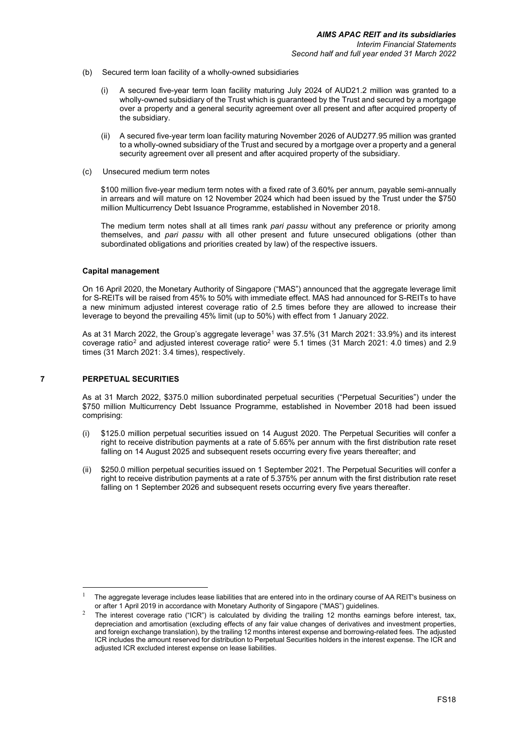(b) Secured term loan facility of a wholly-owned subsidiaries

(i) A secured five-year term loan facility maturing July 2024 of AUD21.2 million was granted to a wholly-owned subsidiary of the Trust which is guaranteed by the Trust and secured by a mortgage over a property and a general security agreement over all present and after acquired property of the subsidiary.

(ii) A secured five-year term loan facility maturing November 2026 of AUD277.95 million was granted to a wholly-owned subsidiary of the Trust and secured by a mortgage over a property and a general security agreement over all present and after acquired property of the subsidiary.

(c) Unsecured medium term notes

$100 million five-year medium term notes with a fixed rate of 3.60% per annum, payable semi-annually in arrears and will mature on 12 November 2024 which had been issued by the Trust under the $750 million Multicurrency Debt Issuance Programme, established in November 2018.

The medium term notes shall at all times rank *pari passu* without any preference or priority among themselves, and *pari passu* with all other present and future unsecured obligations (other than subordinated obligations and priorities created by law) of the respective issuers.

**Capital management**

On 16 April 2020, the Monetary Authority of Singapore ("MAS") announced that the aggregate leverage limit for S-REITs will be raised from 45% to 50% with immediate effect. MAS had announced for S-REITs to have a new minimum adjusted interest coverage ratio of 2.5 times before they are allowed to increase their leverage to beyond the prevailing 45% limit (up to 50%) with effect from 1 January 2022.

As at 31 March 2022, the Group's aggregate leverage[1] was 37.5% (31 March 2021: 33.9%) and its interest coverage ratio[2] and adjusted interest coverage ratio[2] were 5.1 times (31 March 2021: 4.0 times) and 2.9 times (31 March 2021: 3.4 times), respectively.

## 7 PERPETUAL SECURITIES

As at 31 March 2022, $375.0 million subordinated perpetual securities ("Perpetual Securities") under the $750 million Multicurrency Debt Issuance Programme, established in November 2018 had been issued comprising:

(i) $125.0 million perpetual securities issued on 14 August 2020. The Perpetual Securities will confer a right to receive distribution payments at a rate of 5.65% per annum with the first distribution rate reset falling on 14 August 2025 and subsequent resets occurring every five years thereafter; and

(ii) $250.0 million perpetual securities issued on 1 September 2021. The Perpetual Securities will confer a right to receive distribution payments at a rate of 5.375% per annum with the first distribution rate reset falling on 1 September 2026 and subsequent resets occurring every five years thereafter.

---

[1] The aggregate leverage includes lease liabilities that are entered into in the ordinary course of AA REIT's business on or after 1 April 2019 in accordance with Monetary Authority of Singapore ("MAS") guidelines.

[2] The interest coverage ratio ("ICR") is calculated by dividing the trailing 12 months earnings before interest, tax, depreciation and amortisation (excluding effects of any fair value changes of derivatives and investment properties, and foreign exchange translation), by the trailing 12 months interest expense and borrowing-related fees. The adjusted ICR includes the amount reserved for distribution to Perpetual Securities holders in the interest expense. The ICR and adjusted ICR excluded interest expense on lease liabilities.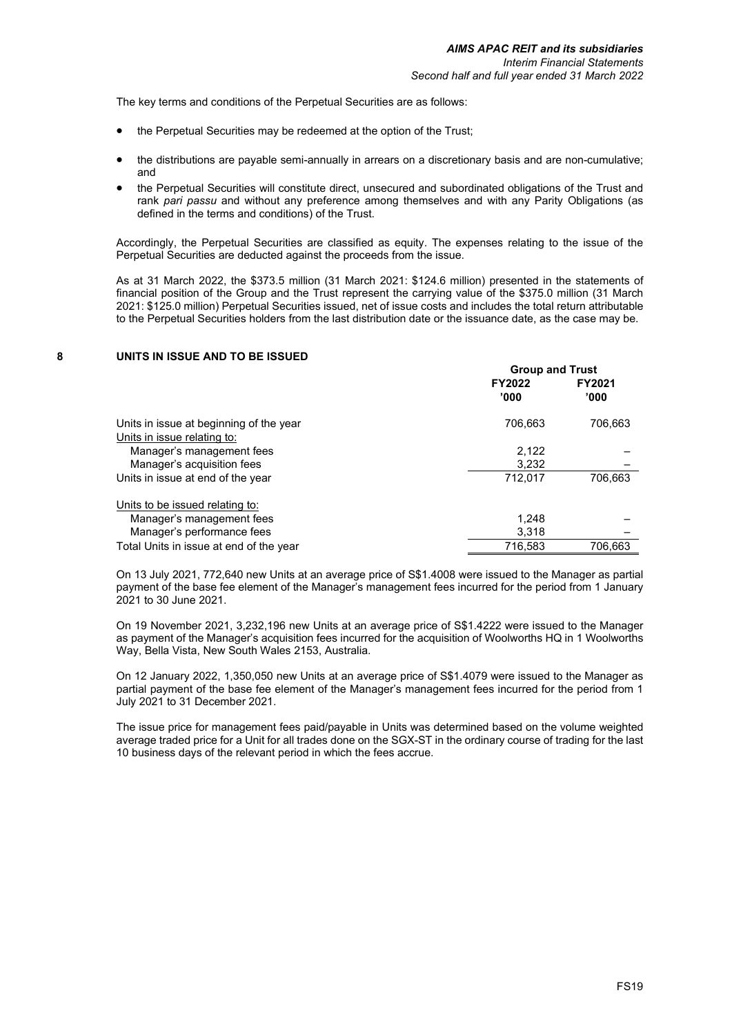The key terms and conditions of the Perpetual Securities are as follows:

- the Perpetual Securities may be redeemed at the option of the Trust;
- the distributions are payable semi-annually in arrears on a discretionary basis and are non-cumulative; and
- the Perpetual Securities will constitute direct, unsecured and subordinated obligations of the Trust and rank *pari passu* and without any preference among themselves and with any Parity Obligations (as defined in the terms and conditions) of the Trust.

Accordingly, the Perpetual Securities are classified as equity. The expenses relating to the issue of the Perpetual Securities are deducted against the proceeds from the issue.

As at 31 March 2022, the $373.5 million (31 March 2021: $124.6 million) presented in the statements of financial position of the Group and the Trust represent the carrying value of the $375.0 million (31 March 2021: $125.0 million) Perpetual Securities issued, net of issue costs and includes the total return attributable to the Perpetual Securities holders from the last distribution date or the issuance date, as the case may be.

## 8 UNITS IN ISSUE AND TO BE ISSUED

| | Group and Trust | |
|---|---|---|
| | **FY2022** **'000** | **FY2021** **'000** |
| Units in issue at beginning of the year | 706,663 | 706,663 |
| Units in issue relating to: | | |
| Manager's management fees | 2,122 | – |
| Manager's acquisition fees | 3,232 | – |
| Units in issue at end of the year | 712,017 | 706,663 |
| Units to be issued relating to: | | |
| Manager's management fees | 1,248 | – |
| Manager's performance fees | 3,318 | – |
| Total Units in issue at end of the year | 716,583 | 706,663 |

On 13 July 2021, 772,640 new Units at an average price of S$1.4008 were issued to the Manager as partial payment of the base fee element of the Manager's management fees incurred for the period from 1 January 2021 to 30 June 2021.

On 19 November 2021, 3,232,196 new Units at an average price of S$1.4222 were issued to the Manager as payment of the Manager's acquisition fees incurred for the acquisition of Woolworths HQ in 1 Woolworths Way, Bella Vista, New South Wales 2153, Australia.

On 12 January 2022, 1,350,050 new Units at an average price of S$1.4079 were issued to the Manager as partial payment of the base fee element of the Manager's management fees incurred for the period from 1 July 2021 to 31 December 2021.

The issue price for management fees paid/payable in Units was determined based on the volume weighted average traded price for a Unit for all trades done on the SGX-ST in the ordinary course of trading for the last 10 business days of the relevant period in which the fees accrue.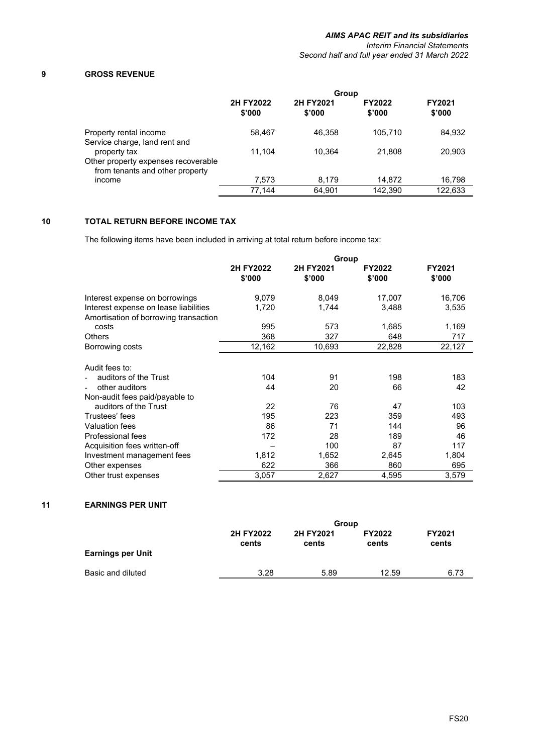## 9 GROSS REVENUE

| | Group | | | |
|---|---|---|---|---|
| | **2H FY2022 \$'000** | **2H FY2021 \$'000** | **FY2022 \$'000** | **FY2021 \$'000** |
| Property rental income | 58,467 | 46,358 | 105,710 | 84,932 |
| Service charge, land rent and property tax | 11,104 | 10,364 | 21,808 | 20,903 |
| Other property expenses recoverable from tenants and other property income | 7,573 | 8,179 | 14,872 | 16,798 |
| | 77,144 | 64,901 | 142,390 | 122,633 |

## 10 TOTAL RETURN BEFORE INCOME TAX

The following items have been included in arriving at total return before income tax:

| | Group | | | |
|---|---|---|---|---|
| | **2H FY2022 \$'000** | **2H FY2021 \$'000** | **FY2022 \$'000** | **FY2021 \$'000** |
| Interest expense on borrowings | 9,079 | 8,049 | 17,007 | 16,706 |
| Interest expense on lease liabilities | 1,720 | 1,744 | 3,488 | 3,535 |
| Amortisation of borrowing transaction costs | 995 | 573 | 1,685 | 1,169 |
| Others | 368 | 327 | 648 | 717 |
| Borrowing costs | 12,162 | 10,693 | 22,828 | 22,127 |
| | | | | |
| Audit fees to: | | | | |
| - auditors of the Trust | 104 | 91 | 198 | 183 |
| - other auditors | 44 | 20 | 66 | 42 |
| Non-audit fees paid/payable to auditors of the Trust | 22 | 76 | 47 | 103 |
| Trustees' fees | 195 | 223 | 359 | 493 |
| Valuation fees | 86 | 71 | 144 | 96 |
| Professional fees | 172 | 28 | 189 | 46 |
| Acquisition fees written-off | – | 100 | 87 | 117 |
| Investment management fees | 1,812 | 1,652 | 2,645 | 1,804 |
| Other expenses | 622 | 366 | 860 | 695 |
| Other trust expenses | 3,057 | 2,627 | 4,595 | 3,579 |

## 11 EARNINGS PER UNIT

| | Group | | | |
|---|---|---|---|---|
| | **2H FY2022 cents** | **2H FY2021 cents** | **FY2022 cents** | **FY2021 cents** |
| **Earnings per Unit** | | | | |
| Basic and diluted | 3.28 | 5.89 | 12.59 | 6.73 |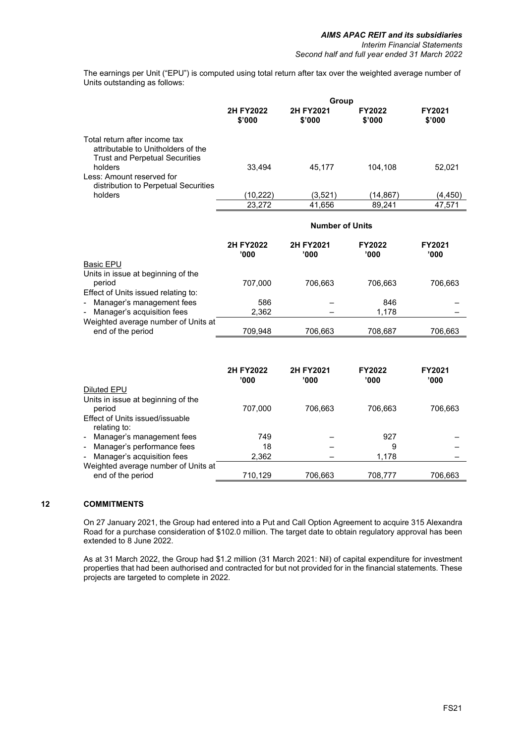The earnings per Unit ("EPU") is computed using total return after tax over the weighted average number of Units outstanding as follows:

| | Group | | | |
|---|---|---|---|---|
| | 2H FY2022 $'000 | 2H FY2021 $'000 | FY2022 $'000 | FY2021 $'000 |
| Total return after income tax attributable to Unitholders of the Trust and Perpetual Securities holders | 33,494 | 45,177 | 104,108 | 52,021 |
| Less: Amount reserved for distribution to Perpetual Securities holders | (10,222) | (3,521) | (14,867) | (4,450) |
| | 23,272 | 41,656 | 89,241 | 47,571 |

| | Number of Units | | | |
|---|---|---|---|---|
| | 2H FY2022 '000 | 2H FY2021 '000 | FY2022 '000 | FY2021 '000 |
| Basic EPU | | | | |
| Units in issue at beginning of the period | 707,000 | 706,663 | 706,663 | 706,663 |
| Effect of Units issued relating to: | | | | |
| - Manager's management fees | 586 | – | 846 | – |
| - Manager's acquisition fees | 2,362 | – | 1,178 | – |
| Weighted average number of Units at end of the period | 709,948 | 706,663 | 708,687 | 706,663 |

| | 2H FY2022 '000 | 2H FY2021 '000 | FY2022 '000 | FY2021 '000 |
|---|---|---|---|---|
| Diluted EPU | | | | |
| Units in issue at beginning of the period | 707,000 | 706,663 | 706,663 | 706,663 |
| Effect of Units issued/issuable relating to: | | | | |
| - Manager's management fees | 749 | – | 927 | – |
| - Manager's performance fees | 18 | – | 9 | – |
| - Manager's acquisition fees | 2,362 | – | 1,178 | – |
| Weighted average number of Units at end of the period | 710,129 | 706,663 | 708,777 | 706,663 |

## 12 COMMITMENTS

On 27 January 2021, the Group had entered into a Put and Call Option Agreement to acquire 315 Alexandra Road for a purchase consideration of $102.0 million. The target date to obtain regulatory approval has been extended to 8 June 2022.

As at 31 March 2022, the Group had $1.2 million (31 March 2021: Nil) of capital expenditure for investment properties that had been authorised and contracted for but not provided for in the financial statements. These projects are targeted to complete in 2022.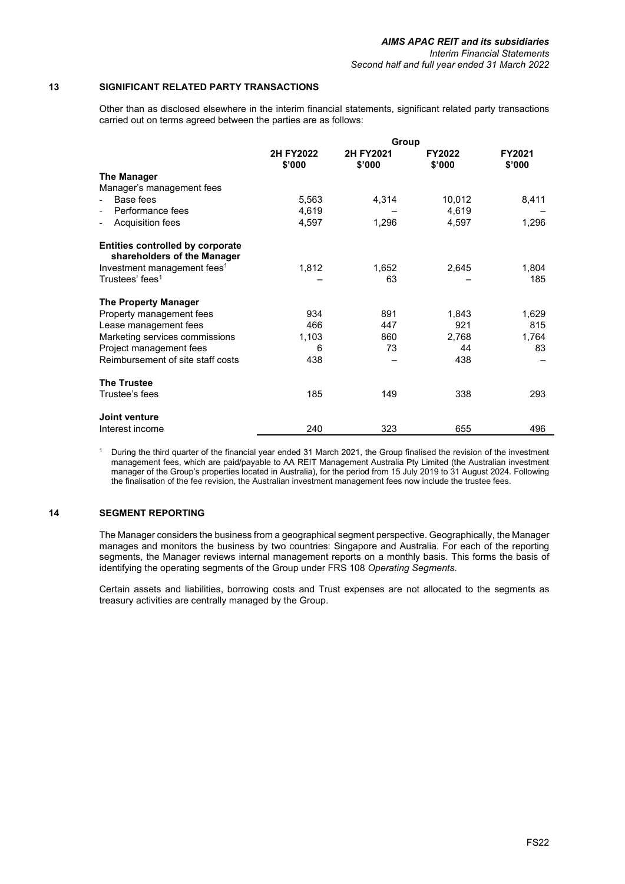## 13 SIGNIFICANT RELATED PARTY TRANSACTIONS

Other than as disclosed elsewhere in the interim financial statements, significant related party transactions carried out on terms agreed between the parties are as follows:

| | Group | | | |
|---|---|---|---|---|
| | 2H FY2022 $'000 | 2H FY2021 $'000 | FY2022 $'000 | FY2021 $'000 |
| **The Manager** | | | | |
| Manager's management fees | | | | |
| - Base fees | 5,563 | 4,314 | 10,012 | 8,411 |
| - Performance fees | 4,619 | – | 4,619 | – |
| - Acquisition fees | 4,597 | 1,296 | 4,597 | 1,296 |
| **Entities controlled by corporate shareholders of the Manager** | | | | |
| Investment management fees[1] | 1,812 | 1,652 | 2,645 | 1,804 |
| Trustees' fees[1] | – | 63 | – | 185 |
| **The Property Manager** | | | | |
| Property management fees | 934 | 891 | 1,843 | 1,629 |
| Lease management fees | 466 | 447 | 921 | 815 |
| Marketing services commissions | 1,103 | 860 | 2,768 | 1,764 |
| Project management fees | 6 | 73 | 44 | 83 |
| Reimbursement of site staff costs | 438 | – | 438 | – |
| **The Trustee** | | | | |
| Trustee's fees | 185 | 149 | 338 | 293 |
| **Joint venture** | | | | |
| Interest income | 240 | 323 | 655 | 496 |

[1] During the third quarter of the financial year ended 31 March 2021, the Group finalised the revision of the investment management fees, which are paid/payable to AA REIT Management Australia Pty Limited (the Australian investment manager of the Group's properties located in Australia), for the period from 15 July 2019 to 31 August 2024. Following the finalisation of the fee revision, the Australian investment management fees now include the trustee fees.

## 14 SEGMENT REPORTING

The Manager considers the business from a geographical segment perspective. Geographically, the Manager manages and monitors the business by two countries: Singapore and Australia. For each of the reporting segments, the Manager reviews internal management reports on a monthly basis. This forms the basis of identifying the operating segments of the Group under FRS 108 *Operating Segments*.

Certain assets and liabilities, borrowing costs and Trust expenses are not allocated to the segments as treasury activities are centrally managed by the Group.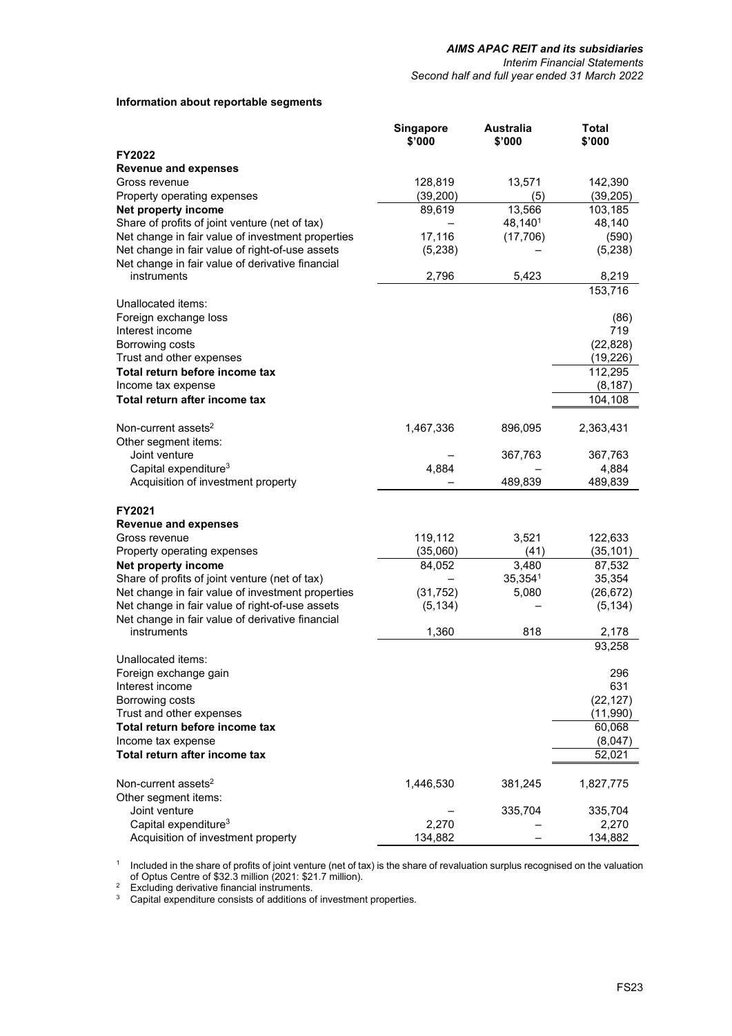**Information about reportable segments**

| | Singapore $'000 | Australia $'000 | Total $'000 |
|---|---|---|---|
| **FY2022** | | | |
| **Revenue and expenses** | | | |
| Gross revenue | 128,819 | 13,571 | 142,390 |
| Property operating expenses | (39,200) | (5) | (39,205) |
| **Net property income** | 89,619 | 13,566 | 103,185 |
| Share of profits of joint venture (net of tax) | – | 48,140[1] | 48,140 |
| Net change in fair value of investment properties | 17,116 | (17,706) | (590) |
| Net change in fair value of right-of-use assets | (5,238) | – | (5,238) |
| Net change in fair value of derivative financial instruments | 2,796 | 5,423 | 8,219 |
| | | | 153,716 |
| Unallocated items: | | | |
| Foreign exchange loss | | | (86) |
| Interest income | | | 719 |
| Borrowing costs | | | (22,828) |
| Trust and other expenses | | | (19,226) |
| **Total return before income tax** | | | 112,295 |
| Income tax expense | | | (8,187) |
| **Total return after income tax** | | | 104,108 |
| | | | |
| Non-current assets[2] | 1,467,336 | 896,095 | 2,363,431 |
| Other segment items: | | | |
| Joint venture | – | 367,763 | 367,763 |
| Capital expenditure[3] | 4,884 | – | 4,884 |
| Acquisition of investment property | – | 489,839 | 489,839 |
| | | | |
| **FY2021** | | | |
| **Revenue and expenses** | | | |
| Gross revenue | 119,112 | 3,521 | 122,633 |
| Property operating expenses | (35,060) | (41) | (35,101) |
| **Net property income** | 84,052 | 3,480 | 87,532 |
| Share of profits of joint venture (net of tax) | – | 35,354[1] | 35,354 |
| Net change in fair value of investment properties | (31,752) | 5,080 | (26,672) |
| Net change in fair value of right-of-use assets | (5,134) | – | (5,134) |
| Net change in fair value of derivative financial instruments | 1,360 | 818 | 2,178 |
| | | | 93,258 |
| Unallocated items: | | | |
| Foreign exchange gain | | | 296 |
| Interest income | | | 631 |
| Borrowing costs | | | (22,127) |
| Trust and other expenses | | | (11,990) |
| **Total return before income tax** | | | 60,068 |
| Income tax expense | | | (8,047) |
| **Total return after income tax** | | | 52,021 |
| | | | |
| Non-current assets[2] | 1,446,530 | 381,245 | 1,827,775 |
| Other segment items: | | | |
| Joint venture | – | 335,704 | 335,704 |
| Capital expenditure[3] | 2,270 | – | 2,270 |
| Acquisition of investment property | 134,882 | – | 134,882 |

[1] Included in the share of profits of joint venture (net of tax) is the share of revaluation surplus recognised on the valuation of Optus Centre of $32.3 million (2021: $21.7 million).

[2] Excluding derivative financial instruments.

[3] Capital expenditure consists of additions of investment properties.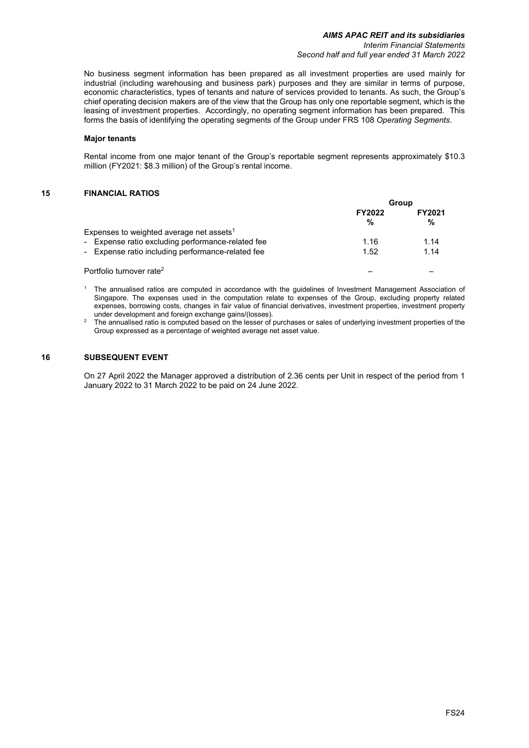No business segment information has been prepared as all investment properties are used mainly for industrial (including warehousing and business park) purposes and they are similar in terms of purpose, economic characteristics, types of tenants and nature of services provided to tenants. As such, the Group's chief operating decision makers are of the view that the Group has only one reportable segment, which is the leasing of investment properties. Accordingly, no operating segment information has been prepared. This forms the basis of identifying the operating segments of the Group under FRS 108 *Operating Segments*.

**Major tenants**

Rental income from one major tenant of the Group's reportable segment represents approximately $10.3 million (FY2021: $8.3 million) of the Group's rental income.

## 15 FINANCIAL RATIOS

| | Group | |
|---|---|---|
| | **FY2022** | **FY2021** |
| | **%** | **%** |
| Expenses to weighted average net assets[1] | | |
| - Expense ratio excluding performance-related fee | 1.16 | 1.14 |
| - Expense ratio including performance-related fee | 1.52 | 1.14 |
| | | |
| Portfolio turnover rate[2] | – | – |

[1] The annualised ratios are computed in accordance with the guidelines of Investment Management Association of Singapore. The expenses used in the computation relate to expenses of the Group, excluding property related expenses, borrowing costs, changes in fair value of financial derivatives, investment properties, investment property under development and foreign exchange gains/(losses).

[2] The annualised ratio is computed based on the lesser of purchases or sales of underlying investment properties of the Group expressed as a percentage of weighted average net asset value.

## 16 SUBSEQUENT EVENT

On 27 April 2022 the Manager approved a distribution of 2.36 cents per Unit in respect of the period from 1 January 2022 to 31 March 2022 to be paid on 24 June 2022.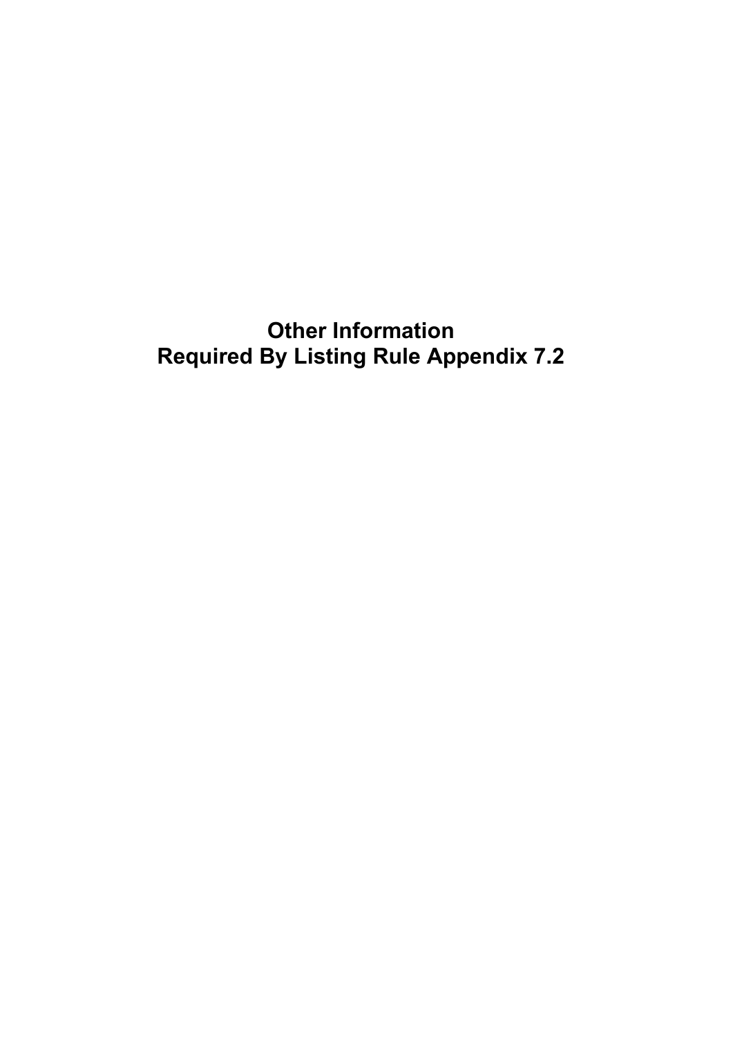# Other Information
# Required By Listing Rule Appendix 7.2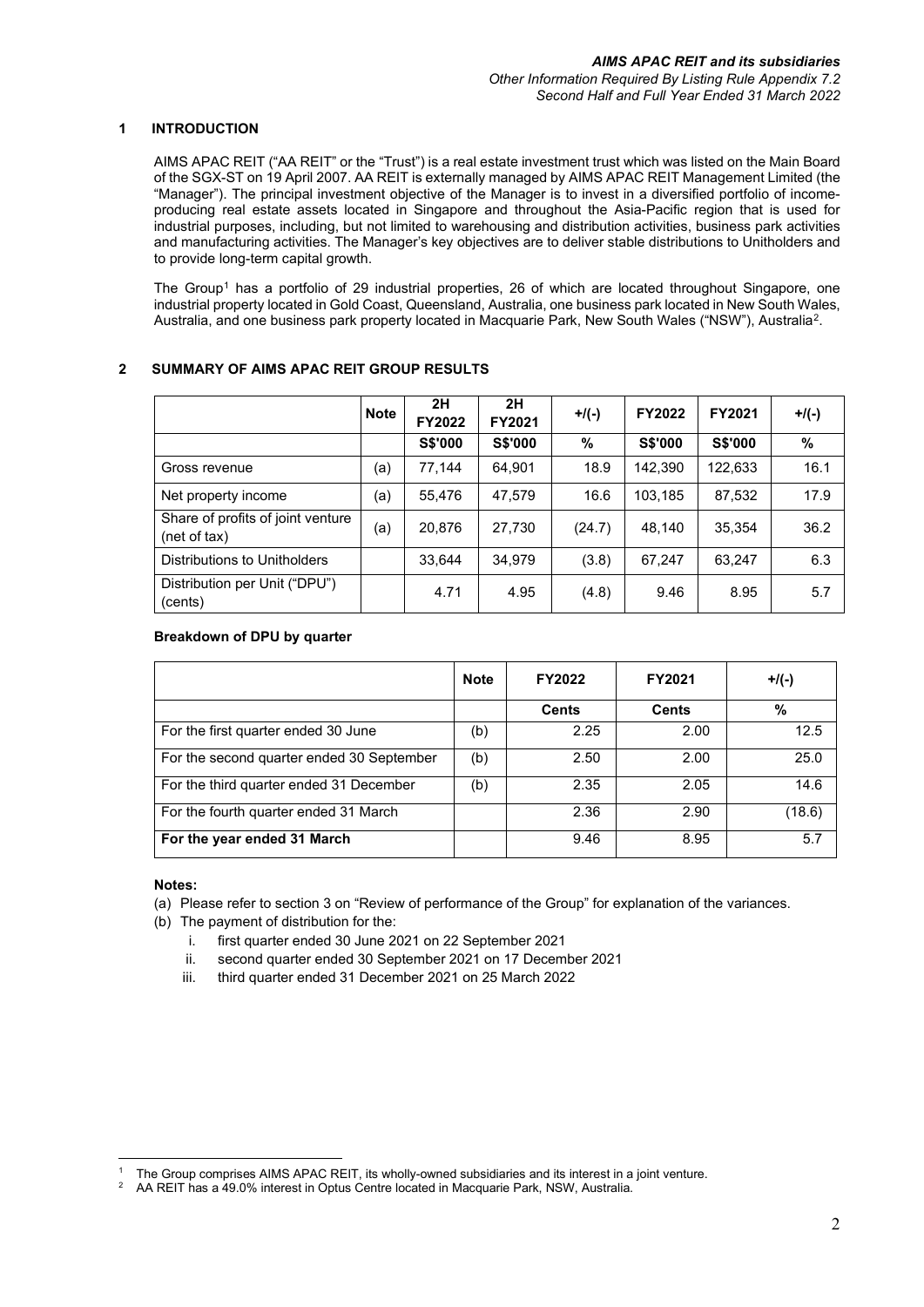## 1 INTRODUCTION

AIMS APAC REIT ("AA REIT" or the "Trust") is a real estate investment trust which was listed on the Main Board of the SGX-ST on 19 April 2007. AA REIT is externally managed by AIMS APAC REIT Management Limited (the "Manager"). The principal investment objective of the Manager is to invest in a diversified portfolio of income-producing real estate assets located in Singapore and throughout the Asia-Pacific region that is used for industrial purposes, including, but not limited to warehousing and distribution activities, business park activities and manufacturing activities. The Manager's key objectives are to deliver stable distributions to Unitholders and to provide long-term capital growth.

The Group[1] has a portfolio of 29 industrial properties, 26 of which are located throughout Singapore, one industrial property located in Gold Coast, Queensland, Australia, one business park located in New South Wales, Australia, and one business park property located in Macquarie Park, New South Wales ("NSW"), Australia[2].

## 2 SUMMARY OF AIMS APAC REIT GROUP RESULTS

| | Note | 2H FY2022 | 2H FY2021 | +/(-) | FY2022 | FY2021 | +/(-) |
|---|---|---|---|---|---|---|---|
| | | S$'000 | S$'000 | % | S$'000 | S$'000 | % |
| Gross revenue | (a) | 77,144 | 64,901 | 18.9 | 142,390 | 122,633 | 16.1 |
| Net property income | (a) | 55,476 | 47,579 | 16.6 | 103,185 | 87,532 | 17.9 |
| Share of profits of joint venture (net of tax) | (a) | 20,876 | 27,730 | (24.7) | 48,140 | 35,354 | 36.2 |
| Distributions to Unitholders | | 33,644 | 34,979 | (3.8) | 67,247 | 63,247 | 6.3 |
| Distribution per Unit ("DPU") (cents) | | 4.71 | 4.95 | (4.8) | 9.46 | 8.95 | 5.7 |

**Breakdown of DPU by quarter**

| | Note | FY2022 | FY2021 | +/(-) |
|---|---|---|---|---|
| | | Cents | Cents | % |
| For the first quarter ended 30 June | (b) | 2.25 | 2.00 | 12.5 |
| For the second quarter ended 30 September | (b) | 2.50 | 2.00 | 25.0 |
| For the third quarter ended 31 December | (b) | 2.35 | 2.05 | 14.6 |
| For the fourth quarter ended 31 March | | 2.36 | 2.90 | (18.6) |
| **For the year ended 31 March** | | 9.46 | 8.95 | 5.7 |

**Notes:**

(a) Please refer to section 3 on "Review of performance of the Group" for explanation of the variances.

(b) The payment of distribution for the:

i. first quarter ended 30 June 2021 on 22 September 2021
ii. second quarter ended 30 September 2021 on 17 December 2021
iii. third quarter ended 31 December 2021 on 25 March 2022

[1] The Group comprises AIMS APAC REIT, its wholly-owned subsidiaries and its interest in a joint venture.

[2] AA REIT has a 49.0% interest in Optus Centre located in Macquarie Park, NSW, Australia.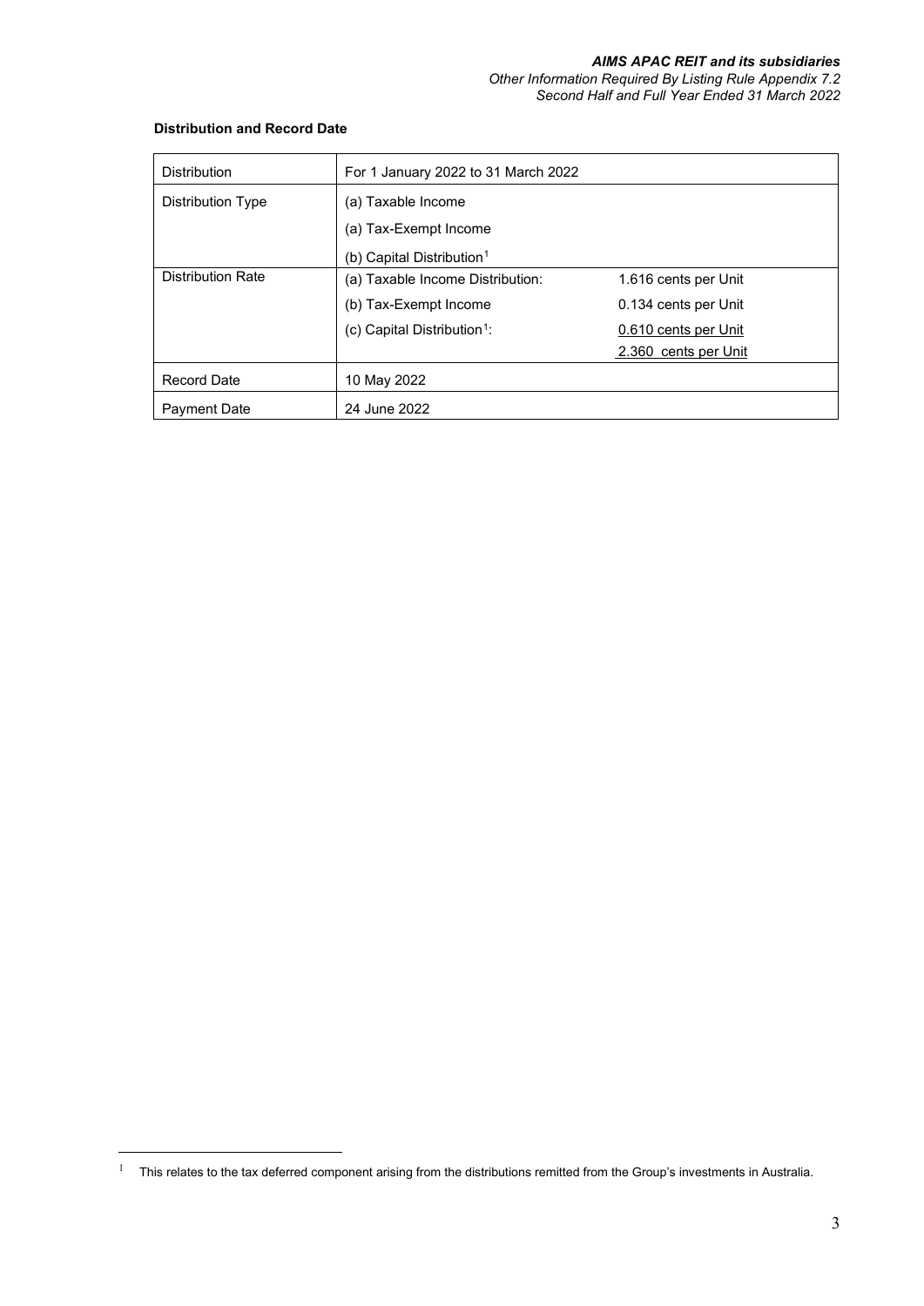**Distribution and Record Date**

| | | |
|---|---|---|
| Distribution | For 1 January 2022 to 31 March 2022 | |
| Distribution Type | (a) Taxable Income<br>(a) Tax-Exempt Income<br>(b) Capital Distribution[1] | |
| Distribution Rate | (a) Taxable Income Distribution:<br>(b) Tax-Exempt Income<br>(c) Capital Distribution[1]: | 1.616 cents per Unit<br>0.134 cents per Unit<br>0.610 cents per Unit<br>2.360 cents per Unit |
| Record Date | 10 May 2022 | |
| Payment Date | 24 June 2022 | |

[1] This relates to the tax deferred component arising from the distributions remitted from the Group's investments in Australia.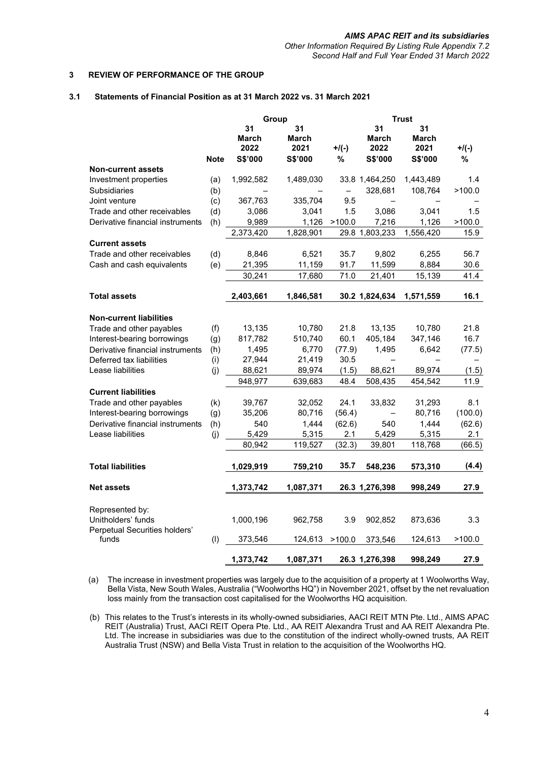## 3 REVIEW OF PERFORMANCE OF THE GROUP

### 3.1 Statements of Financial Position as at 31 March 2022 vs. 31 March 2021

| | | Group | | | Trust | | |
|---|---|---|---|---|---|---|---|
| | | 31 March 2022 | 31 March 2021 | +/(-) | 31 March 2022 | 31 March 2021 | +/(-) |
| | Note | S$'000 | S$'000 | % | S$'000 | S$'000 | % |
| **Non-current assets** | | | | | | | |
| Investment properties | (a) | 1,992,582 | 1,489,030 | 33.8 | 1,464,250 | 1,443,489 | 1.4 |
| Subsidiaries | (b) | – | – | – | 328,681 | 108,764 | >100.0 |
| Joint venture | (c) | 367,763 | 335,704 | 9.5 | – | – | – |
| Trade and other receivables | (d) | 3,086 | 3,041 | 1.5 | 3,086 | 3,041 | 1.5 |
| Derivative financial instruments | (h) | 9,989 | 1,126 | >100.0 | 7,216 | 1,126 | >100.0 |
| | | 2,373,420 | 1,828,901 | 29.8 | 1,803,233 | 1,556,420 | 15.9 |
| **Current assets** | | | | | | | |
| Trade and other receivables | (d) | 8,846 | 6,521 | 35.7 | 9,802 | 6,255 | 56.7 |
| Cash and cash equivalents | (e) | 21,395 | 11,159 | 91.7 | 11,599 | 8,884 | 30.6 |
| | | 30,241 | 17,680 | 71.0 | 21,401 | 15,139 | 41.4 |
| **Total assets** | | **2,403,661** | **1,846,581** | **30.2** | **1,824,634** | **1,571,559** | **16.1** |
| **Non-current liabilities** | | | | | | | |
| Trade and other payables | (f) | 13,135 | 10,780 | 21.8 | 13,135 | 10,780 | 21.8 |
| Interest-bearing borrowings | (g) | 817,782 | 510,740 | 60.1 | 405,184 | 347,146 | 16.7 |
| Derivative financial instruments | (h) | 1,495 | 6,770 | (77.9) | 1,495 | 6,642 | (77.5) |
| Deferred tax liabilities | (i) | 27,944 | 21,419 | 30.5 | – | – | – |
| Lease liabilities | (j) | 88,621 | 89,974 | (1.5) | 88,621 | 89,974 | (1.5) |
| | | 948,977 | 639,683 | 48.4 | 508,435 | 454,542 | 11.9 |
| **Current liabilities** | | | | | | | |
| Trade and other payables | (k) | 39,767 | 32,052 | 24.1 | 33,832 | 31,293 | 8.1 |
| Interest-bearing borrowings | (g) | 35,206 | 80,716 | (56.4) | – | 80,716 | (100.0) |
| Derivative financial instruments | (h) | 540 | 1,444 | (62.6) | 540 | 1,444 | (62.6) |
| Lease liabilities | (j) | 5,429 | 5,315 | 2.1 | 5,429 | 5,315 | 2.1 |
| | | 80,942 | 119,527 | (32.3) | 39,801 | 118,768 | (66.5) |
| **Total liabilities** | | **1,029,919** | **759,210** | **35.7** | **548,236** | **573,310** | **(4.4)** |
| **Net assets** | | **1,373,742** | **1,087,371** | **26.3** | **1,276,398** | **998,249** | **27.9** |
| Represented by: | | | | | | | |
| Unitholders' funds | | 1,000,196 | 962,758 | 3.9 | 902,852 | 873,636 | 3.3 |
| Perpetual Securities holders' funds | (l) | 373,546 | 124,613 | >100.0 | 373,546 | 124,613 | >100.0 |
| | | **1,373,742** | **1,087,371** | **26.3** | **1,276,398** | **998,249** | **27.9** |

(a) The increase in investment properties was largely due to the acquisition of a property at 1 Woolworths Way, Bella Vista, New South Wales, Australia ("Woolworths HQ") in November 2021, offset by the net revaluation loss mainly from the transaction cost capitalised for the Woolworths HQ acquisition.

(b) This relates to the Trust's interests in its wholly-owned subsidiaries, AACI REIT MTN Pte. Ltd., AIMS APAC REIT (Australia) Trust, AACI REIT Opera Pte. Ltd., AA REIT Alexandra Trust and AA REIT Alexandra Pte. Ltd. The increase in subsidiaries was due to the constitution of the indirect wholly-owned trusts, AA REIT Australia Trust (NSW) and Bella Vista Trust in relation to the acquisition of the Woolworths HQ.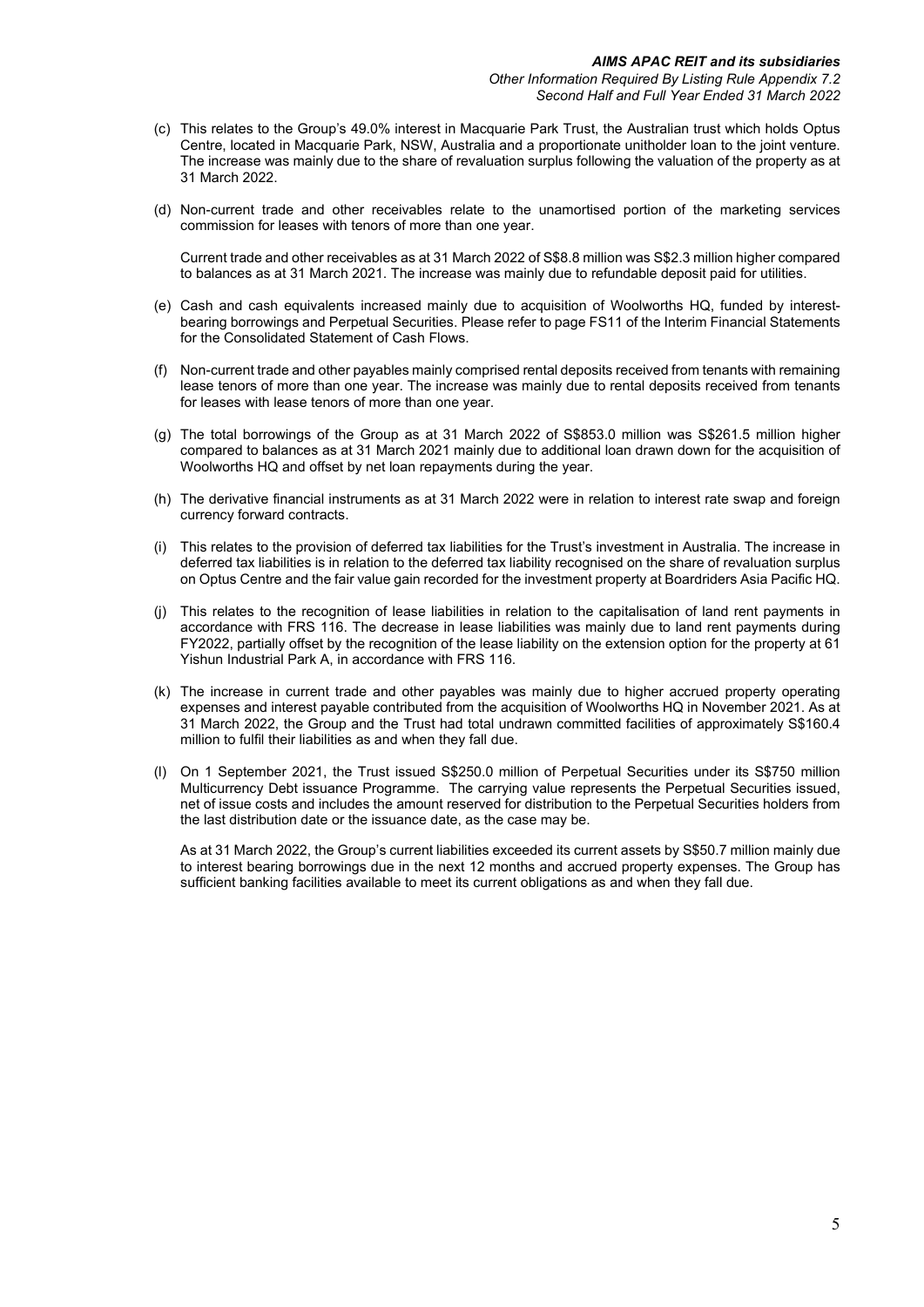(c) This relates to the Group's 49.0% interest in Macquarie Park Trust, the Australian trust which holds Optus Centre, located in Macquarie Park, NSW, Australia and a proportionate unitholder loan to the joint venture. The increase was mainly due to the share of revaluation surplus following the valuation of the property as at 31 March 2022.

(d) Non-current trade and other receivables relate to the unamortised portion of the marketing services commission for leases with tenors of more than one year.

Current trade and other receivables as at 31 March 2022 of S$8.8 million was S$2.3 million higher compared to balances as at 31 March 2021. The increase was mainly due to refundable deposit paid for utilities.

(e) Cash and cash equivalents increased mainly due to acquisition of Woolworths HQ, funded by interest-bearing borrowings and Perpetual Securities. Please refer to page FS11 of the Interim Financial Statements for the Consolidated Statement of Cash Flows.

(f) Non-current trade and other payables mainly comprised rental deposits received from tenants with remaining lease tenors of more than one year. The increase was mainly due to rental deposits received from tenants for leases with lease tenors of more than one year.

(g) The total borrowings of the Group as at 31 March 2022 of S$853.0 million was S$261.5 million higher compared to balances as at 31 March 2021 mainly due to additional loan drawn down for the acquisition of Woolworths HQ and offset by net loan repayments during the year.

(h) The derivative financial instruments as at 31 March 2022 were in relation to interest rate swap and foreign currency forward contracts.

(i) This relates to the provision of deferred tax liabilities for the Trust's investment in Australia. The increase in deferred tax liabilities is in relation to the deferred tax liability recognised on the share of revaluation surplus on Optus Centre and the fair value gain recorded for the investment property at Boardriders Asia Pacific HQ.

(j) This relates to the recognition of lease liabilities in relation to the capitalisation of land rent payments in accordance with FRS 116. The decrease in lease liabilities was mainly due to land rent payments during FY2022, partially offset by the recognition of the lease liability on the extension option for the property at 61 Yishun Industrial Park A, in accordance with FRS 116.

(k) The increase in current trade and other payables was mainly due to higher accrued property operating expenses and interest payable contributed from the acquisition of Woolworths HQ in November 2021. As at 31 March 2022, the Group and the Trust had total undrawn committed facilities of approximately S$160.4 million to fulfil their liabilities as and when they fall due.

(l) On 1 September 2021, the Trust issued S$250.0 million of Perpetual Securities under its S$750 million Multicurrency Debt issuance Programme. The carrying value represents the Perpetual Securities issued, net of issue costs and includes the amount reserved for distribution to the Perpetual Securities holders from the last distribution date or the issuance date, as the case may be.

As at 31 March 2022, the Group's current liabilities exceeded its current assets by S$50.7 million mainly due to interest bearing borrowings due in the next 12 months and accrued property expenses. The Group has sufficient banking facilities available to meet its current obligations as and when they fall due.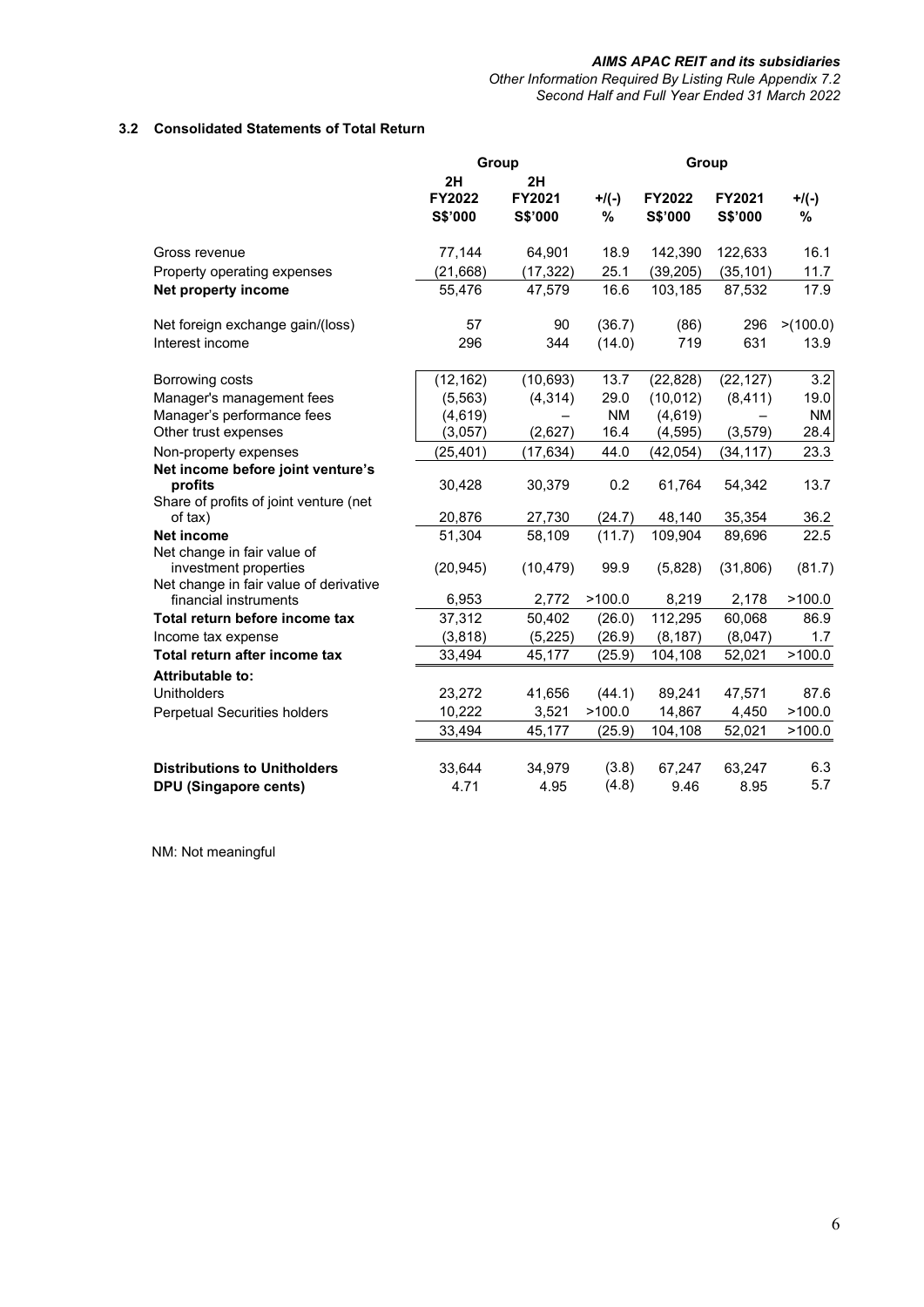### 3.2 Consolidated Statements of Total Return

| | Group | | | Group | | |
|---|---|---|---|---|---|---|
| | 2H FY2022 S$'000 | 2H FY2021 S$'000 | +/(-) % | FY2022 S$'000 | FY2021 S$'000 | +/(-) % |
| Gross revenue | 77,144 | 64,901 | 18.9 | 142,390 | 122,633 | 16.1 |
| Property operating expenses | (21,668) | (17,322) | 25.1 | (39,205) | (35,101) | 11.7 |
| **Net property income** | 55,476 | 47,579 | 16.6 | 103,185 | 87,532 | 17.9 |
| Net foreign exchange gain/(loss) | 57 | 90 | (36.7) | (86) | 296 | >(100.0) |
| Interest income | 296 | 344 | (14.0) | 719 | 631 | 13.9 |
| Borrowing costs | (12,162) | (10,693) | 13.7 | (22,828) | (22,127) | 3.2 |
| Manager's management fees | (5,563) | (4,314) | 29.0 | (10,012) | (8,411) | 19.0 |
| Manager's performance fees | (4,619) | – | NM | (4,619) | – | NM |
| Other trust expenses | (3,057) | (2,627) | 16.4 | (4,595) | (3,579) | 28.4 |
| Non-property expenses | (25,401) | (17,634) | 44.0 | (42,054) | (34,117) | 23.3 |
| **Net income before joint venture's profits** | 30,428 | 30,379 | 0.2 | 61,764 | 54,342 | 13.7 |
| Share of profits of joint venture (net of tax) | 20,876 | 27,730 | (24.7) | 48,140 | 35,354 | 36.2 |
| **Net income** | 51,304 | 58,109 | (11.7) | 109,904 | 89,696 | 22.5 |
| Net change in fair value of investment properties | (20,945) | (10,479) | 99.9 | (5,828) | (31,806) | (81.7) |
| Net change in fair value of derivative financial instruments | 6,953 | 2,772 | >100.0 | 8,219 | 2,178 | >100.0 |
| **Total return before income tax** | 37,312 | 50,402 | (26.0) | 112,295 | 60,068 | 86.9 |
| Income tax expense | (3,818) | (5,225) | (26.9) | (8,187) | (8,047) | 1.7 |
| **Total return after income tax** | 33,494 | 45,177 | (25.9) | 104,108 | 52,021 | >100.0 |
| **Attributable to:** | | | | | | |
| Unitholders | 23,272 | 41,656 | (44.1) | 89,241 | 47,571 | 87.6 |
| Perpetual Securities holders | 10,222 | 3,521 | >100.0 | 14,867 | 4,450 | >100.0 |
| | 33,494 | 45,177 | (25.9) | 104,108 | 52,021 | >100.0 |
| **Distributions to Unitholders** | 33,644 | 34,979 | (3.8) | 67,247 | 63,247 | 6.3 |
| **DPU (Singapore cents)** | 4.71 | 4.95 | (4.8) | 9.46 | 8.95 | 5.7 |

NM: Not meaningful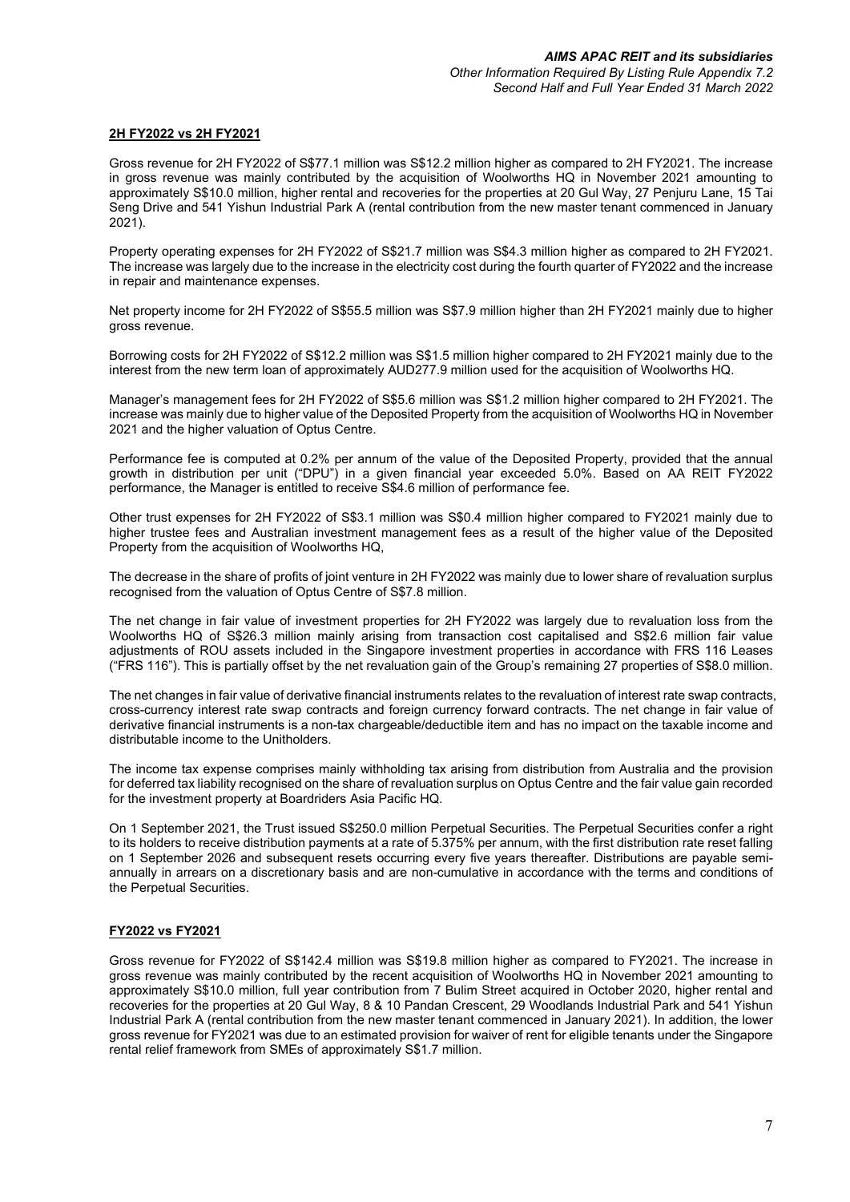## 2H FY2022 vs 2H FY2021

Gross revenue for 2H FY2022 of S$77.1 million was S$12.2 million higher as compared to 2H FY2021. The increase in gross revenue was mainly contributed by the acquisition of Woolworths HQ in November 2021 amounting to approximately S$10.0 million, higher rental and recoveries for the properties at 20 Gul Way, 27 Penjuru Lane, 15 Tai Seng Drive and 541 Yishun Industrial Park A (rental contribution from the new master tenant commenced in January 2021).

Property operating expenses for 2H FY2022 of S$21.7 million was S$4.3 million higher as compared to 2H FY2021. The increase was largely due to the increase in the electricity cost during the fourth quarter of FY2022 and the increase in repair and maintenance expenses.

Net property income for 2H FY2022 of S$55.5 million was S$7.9 million higher than 2H FY2021 mainly due to higher gross revenue.

Borrowing costs for 2H FY2022 of S$12.2 million was S$1.5 million higher compared to 2H FY2021 mainly due to the interest from the new term loan of approximately AUD277.9 million used for the acquisition of Woolworths HQ.

Manager's management fees for 2H FY2022 of S$5.6 million was S$1.2 million higher compared to 2H FY2021. The increase was mainly due to higher value of the Deposited Property from the acquisition of Woolworths HQ in November 2021 and the higher valuation of Optus Centre.

Performance fee is computed at 0.2% per annum of the value of the Deposited Property, provided that the annual growth in distribution per unit ("DPU") in a given financial year exceeded 5.0%. Based on AA REIT FY2022 performance, the Manager is entitled to receive S$4.6 million of performance fee.

Other trust expenses for 2H FY2022 of S$3.1 million was S$0.4 million higher compared to FY2021 mainly due to higher trustee fees and Australian investment management fees as a result of the higher value of the Deposited Property from the acquisition of Woolworths HQ,

The decrease in the share of profits of joint venture in 2H FY2022 was mainly due to lower share of revaluation surplus recognised from the valuation of Optus Centre of S$7.8 million.

The net change in fair value of investment properties for 2H FY2022 was largely due to revaluation loss from the Woolworths HQ of S$26.3 million mainly arising from transaction cost capitalised and S$2.6 million fair value adjustments of ROU assets included in the Singapore investment properties in accordance with FRS 116 Leases ("FRS 116"). This is partially offset by the net revaluation gain of the Group's remaining 27 properties of S$8.0 million.

The net changes in fair value of derivative financial instruments relates to the revaluation of interest rate swap contracts, cross-currency interest rate swap contracts and foreign currency forward contracts. The net change in fair value of derivative financial instruments is a non-tax chargeable/deductible item and has no impact on the taxable income and distributable income to the Unitholders.

The income tax expense comprises mainly withholding tax arising from distribution from Australia and the provision for deferred tax liability recognised on the share of revaluation surplus on Optus Centre and the fair value gain recorded for the investment property at Boardriders Asia Pacific HQ.

On 1 September 2021, the Trust issued S$250.0 million Perpetual Securities. The Perpetual Securities confer a right to its holders to receive distribution payments at a rate of 5.375% per annum, with the first distribution rate reset falling on 1 September 2026 and subsequent resets occurring every five years thereafter. Distributions are payable semi-annually in arrears on a discretionary basis and are non-cumulative in accordance with the terms and conditions of the Perpetual Securities.

## FY2022 vs FY2021

Gross revenue for FY2022 of S$142.4 million was S$19.8 million higher as compared to FY2021. The increase in gross revenue was mainly contributed by the recent acquisition of Woolworths HQ in November 2021 amounting to approximately S$10.0 million, full year contribution from 7 Bulim Street acquired in October 2020, higher rental and recoveries for the properties at 20 Gul Way, 8 & 10 Pandan Crescent, 29 Woodlands Industrial Park and 541 Yishun Industrial Park A (rental contribution from the new master tenant commenced in January 2021). In addition, the lower gross revenue for FY2021 was due to an estimated provision for waiver of rent for eligible tenants under the Singapore rental relief framework from SMEs of approximately S$1.7 million.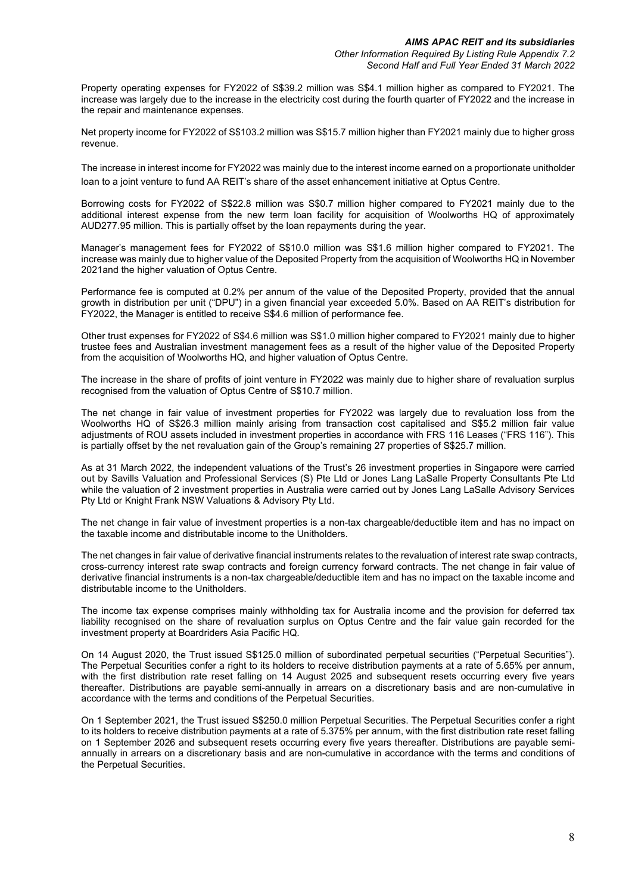Property operating expenses for FY2022 of S$39.2 million was S$4.1 million higher as compared to FY2021. The increase was largely due to the increase in the electricity cost during the fourth quarter of FY2022 and the increase in the repair and maintenance expenses.

Net property income for FY2022 of S$103.2 million was S$15.7 million higher than FY2021 mainly due to higher gross revenue.

The increase in interest income for FY2022 was mainly due to the interest income earned on a proportionate unitholder loan to a joint venture to fund AA REIT's share of the asset enhancement initiative at Optus Centre.

Borrowing costs for FY2022 of S$22.8 million was S$0.7 million higher compared to FY2021 mainly due to the additional interest expense from the new term loan facility for acquisition of Woolworths HQ of approximately AUD277.95 million. This is partially offset by the loan repayments during the year.

Manager's management fees for FY2022 of S$10.0 million was S$1.6 million higher compared to FY2021. The increase was mainly due to higher value of the Deposited Property from the acquisition of Woolworths HQ in November 2021and the higher valuation of Optus Centre.

Performance fee is computed at 0.2% per annum of the value of the Deposited Property, provided that the annual growth in distribution per unit ("DPU") in a given financial year exceeded 5.0%. Based on AA REIT's distribution for FY2022, the Manager is entitled to receive S$4.6 million of performance fee.

Other trust expenses for FY2022 of S$4.6 million was S$1.0 million higher compared to FY2021 mainly due to higher trustee fees and Australian investment management fees as a result of the higher value of the Deposited Property from the acquisition of Woolworths HQ, and higher valuation of Optus Centre.

The increase in the share of profits of joint venture in FY2022 was mainly due to higher share of revaluation surplus recognised from the valuation of Optus Centre of S$10.7 million.

The net change in fair value of investment properties for FY2022 was largely due to revaluation loss from the Woolworths HQ of S$26.3 million mainly arising from transaction cost capitalised and S$5.2 million fair value adjustments of ROU assets included in investment properties in accordance with FRS 116 Leases ("FRS 116"). This is partially offset by the net revaluation gain of the Group's remaining 27 properties of S$25.7 million.

As at 31 March 2022, the independent valuations of the Trust's 26 investment properties in Singapore were carried out by Savills Valuation and Professional Services (S) Pte Ltd or Jones Lang LaSalle Property Consultants Pte Ltd while the valuation of 2 investment properties in Australia were carried out by Jones Lang LaSalle Advisory Services Pty Ltd or Knight Frank NSW Valuations & Advisory Pty Ltd.

The net change in fair value of investment properties is a non-tax chargeable/deductible item and has no impact on the taxable income and distributable income to the Unitholders.

The net changes in fair value of derivative financial instruments relates to the revaluation of interest rate swap contracts, cross-currency interest rate swap contracts and foreign currency forward contracts. The net change in fair value of derivative financial instruments is a non-tax chargeable/deductible item and has no impact on the taxable income and distributable income to the Unitholders.

The income tax expense comprises mainly withholding tax for Australia income and the provision for deferred tax liability recognised on the share of revaluation surplus on Optus Centre and the fair value gain recorded for the investment property at Boardriders Asia Pacific HQ.

On 14 August 2020, the Trust issued S$125.0 million of subordinated perpetual securities ("Perpetual Securities"). The Perpetual Securities confer a right to its holders to receive distribution payments at a rate of 5.65% per annum, with the first distribution rate reset falling on 14 August 2025 and subsequent resets occurring every five years thereafter. Distributions are payable semi-annually in arrears on a discretionary basis and are non-cumulative in accordance with the terms and conditions of the Perpetual Securities.

On 1 September 2021, the Trust issued S$250.0 million Perpetual Securities. The Perpetual Securities confer a right to its holders to receive distribution payments at a rate of 5.375% per annum, with the first distribution rate reset falling on 1 September 2026 and subsequent resets occurring every five years thereafter. Distributions are payable semi-annually in arrears on a discretionary basis and are non-cumulative in accordance with the terms and conditions of the Perpetual Securities.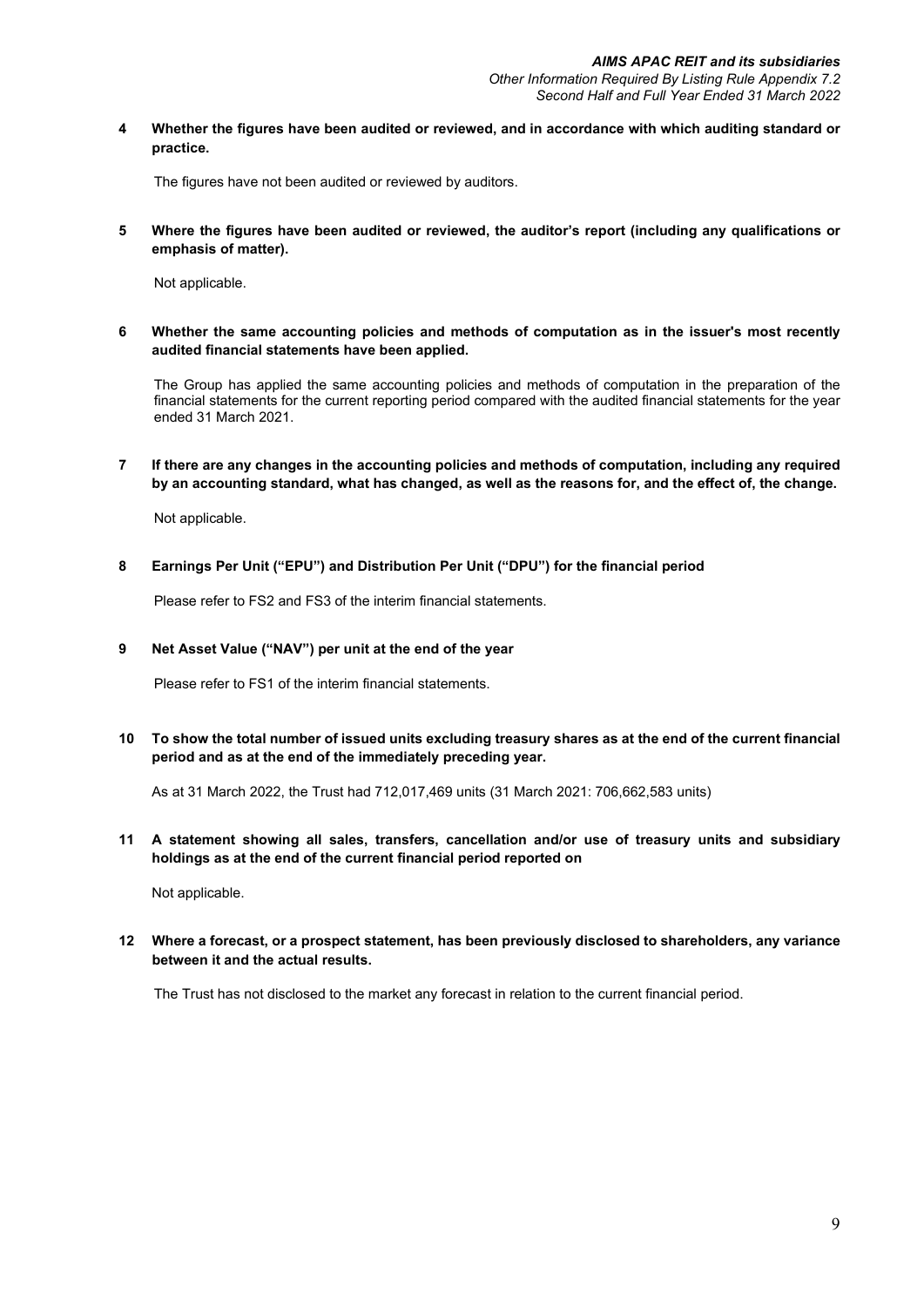**4 Whether the figures have been audited or reviewed, and in accordance with which auditing standard or practice.**

The figures have not been audited or reviewed by auditors.

**5 Where the figures have been audited or reviewed, the auditor's report (including any qualifications or emphasis of matter).**

Not applicable.

**6 Whether the same accounting policies and methods of computation as in the issuer's most recently audited financial statements have been applied.**

The Group has applied the same accounting policies and methods of computation in the preparation of the financial statements for the current reporting period compared with the audited financial statements for the year ended 31 March 2021.

**7 If there are any changes in the accounting policies and methods of computation, including any required by an accounting standard, what has changed, as well as the reasons for, and the effect of, the change.**

Not applicable.

**8 Earnings Per Unit ("EPU") and Distribution Per Unit ("DPU") for the financial period**

Please refer to FS2 and FS3 of the interim financial statements.

**9 Net Asset Value ("NAV") per unit at the end of the year**

Please refer to FS1 of the interim financial statements.

**10 To show the total number of issued units excluding treasury shares as at the end of the current financial period and as at the end of the immediately preceding year.**

As at 31 March 2022, the Trust had 712,017,469 units (31 March 2021: 706,662,583 units)

**11 A statement showing all sales, transfers, cancellation and/or use of treasury units and subsidiary holdings as at the end of the current financial period reported on**

Not applicable.

**12 Where a forecast, or a prospect statement, has been previously disclosed to shareholders, any variance between it and the actual results.**

The Trust has not disclosed to the market any forecast in relation to the current financial period.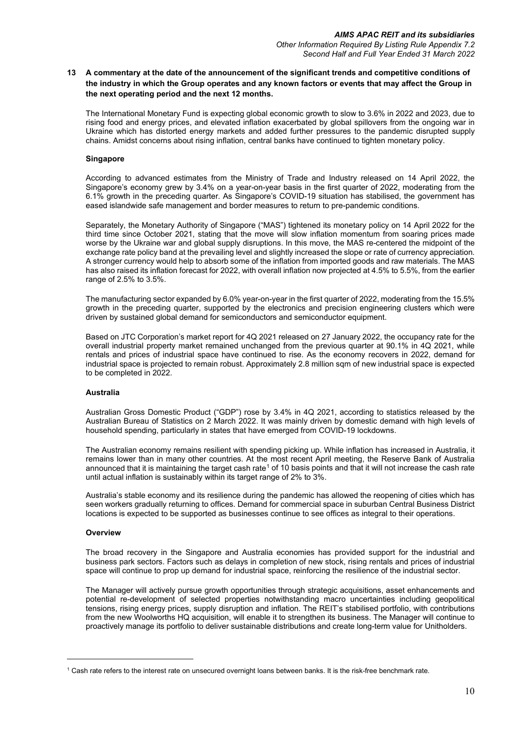## 13 A commentary at the date of the announcement of the significant trends and competitive conditions of the industry in which the Group operates and any known factors or events that may affect the Group in the next operating period and the next 12 months.

The International Monetary Fund is expecting global economic growth to slow to 3.6% in 2022 and 2023, due to rising food and energy prices, and elevated inflation exacerbated by global spillovers from the ongoing war in Ukraine which has distorted energy markets and added further pressures to the pandemic disrupted supply chains. Amidst concerns about rising inflation, central banks have continued to tighten monetary policy.

**Singapore**

According to advanced estimates from the Ministry of Trade and Industry released on 14 April 2022, the Singapore's economy grew by 3.4% on a year-on-year basis in the first quarter of 2022, moderating from the 6.1% growth in the preceding quarter. As Singapore's COVID-19 situation has stabilised, the government has eased islandwide safe management and border measures to return to pre-pandemic conditions.

Separately, the Monetary Authority of Singapore ("MAS") tightened its monetary policy on 14 April 2022 for the third time since October 2021, stating that the move will slow inflation momentum from soaring prices made worse by the Ukraine war and global supply disruptions. In this move, the MAS re-centered the midpoint of the exchange rate policy band at the prevailing level and slightly increased the slope or rate of currency appreciation. A stronger currency would help to absorb some of the inflation from imported goods and raw materials. The MAS has also raised its inflation forecast for 2022, with overall inflation now projected at 4.5% to 5.5%, from the earlier range of 2.5% to 3.5%.

The manufacturing sector expanded by 6.0% year-on-year in the first quarter of 2022, moderating from the 15.5% growth in the preceding quarter, supported by the electronics and precision engineering clusters which were driven by sustained global demand for semiconductors and semiconductor equipment.

Based on JTC Corporation's market report for 4Q 2021 released on 27 January 2022, the occupancy rate for the overall industrial property market remained unchanged from the previous quarter at 90.1% in 4Q 2021, while rentals and prices of industrial space have continued to rise. As the economy recovers in 2022, demand for industrial space is projected to remain robust. Approximately 2.8 million sqm of new industrial space is expected to be completed in 2022.

**Australia**

Australian Gross Domestic Product ("GDP") rose by 3.4% in 4Q 2021, according to statistics released by the Australian Bureau of Statistics on 2 March 2022. It was mainly driven by domestic demand with high levels of household spending, particularly in states that have emerged from COVID-19 lockdowns.

The Australian economy remains resilient with spending picking up. While inflation has increased in Australia, it remains lower than in many other countries. At the most recent April meeting, the Reserve Bank of Australia announced that it is maintaining the target cash rate[1] of 10 basis points and that it will not increase the cash rate until actual inflation is sustainably within its target range of 2% to 3%.

Australia's stable economy and its resilience during the pandemic has allowed the reopening of cities which has seen workers gradually returning to offices. Demand for commercial space in suburban Central Business District locations is expected to be supported as businesses continue to see offices as integral to their operations.

**Overview**

The broad recovery in the Singapore and Australia economies has provided support for the industrial and business park sectors. Factors such as delays in completion of new stock, rising rentals and prices of industrial space will continue to prop up demand for industrial space, reinforcing the resilience of the industrial sector.

The Manager will actively pursue growth opportunities through strategic acquisitions, asset enhancements and potential re-development of selected properties notwithstanding macro uncertainties including geopolitical tensions, rising energy prices, supply disruption and inflation. The REIT's stabilised portfolio, with contributions from the new Woolworths HQ acquisition, will enable it to strengthen its business. The Manager will continue to proactively manage its portfolio to deliver sustainable distributions and create long-term value for Unitholders.

[1] Cash rate refers to the interest rate on unsecured overnight loans between banks. It is the risk-free benchmark rate.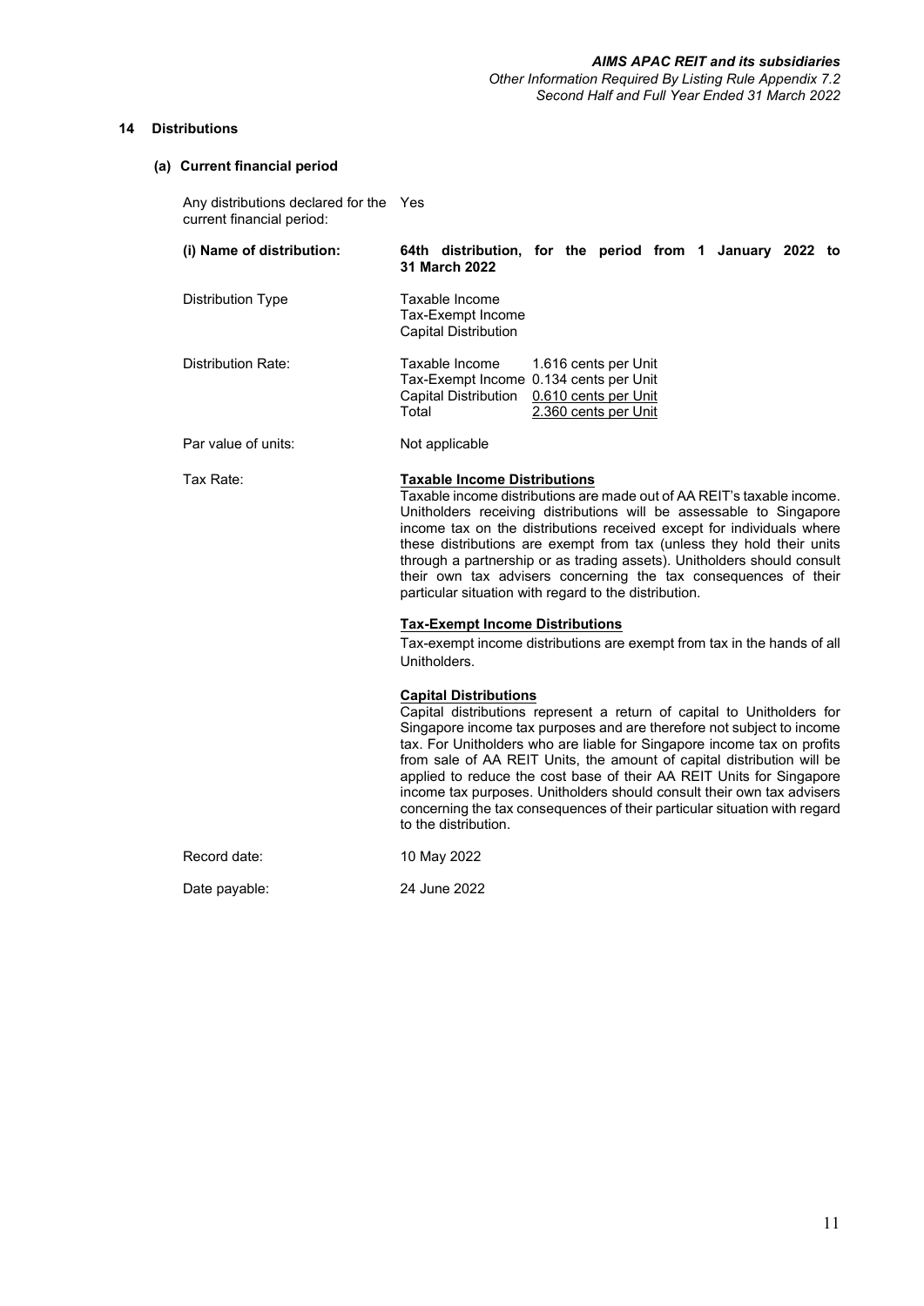## 14 Distributions

### (a) Current financial period

| | |
|---|---|
| Any distributions declared for the current financial period: | Yes |
| **(i) Name of distribution:** | **64th distribution, for the period from 1 January 2022 to 31 March 2022** |
| Distribution Type | Taxable Income<br>Tax-Exempt Income<br>Capital Distribution |
| Distribution Rate: | Taxable Income 1.616 cents per Unit<br>Tax-Exempt Income 0.134 cents per Unit<br>Capital Distribution 0.610 cents per Unit<br>Total 2.360 cents per Unit |
| Par value of units: | Not applicable |
| Tax Rate: | **Taxable Income Distributions**<br>Taxable income distributions are made out of AA REIT's taxable income. Unitholders receiving distributions will be assessable to Singapore income tax on the distributions received except for individuals where these distributions are exempt from tax (unless they hold their units through a partnership or as trading assets). Unitholders should consult their own tax advisers concerning the tax consequences of their particular situation with regard to the distribution.<br><br>**Tax-Exempt Income Distributions**<br>Tax-exempt income distributions are exempt from tax in the hands of all Unitholders.<br><br>**Capital Distributions**<br>Capital distributions represent a return of capital to Unitholders for Singapore income tax purposes and are therefore not subject to income tax. For Unitholders who are liable for Singapore income tax on profits from sale of AA REIT Units, the amount of capital distribution will be applied to reduce the cost base of their AA REIT Units for Singapore income tax purposes. Unitholders should consult their own tax advisers concerning the tax consequences of their particular situation with regard to the distribution. |
| Record date: | 10 May 2022 |
| Date payable: | 24 June 2022 |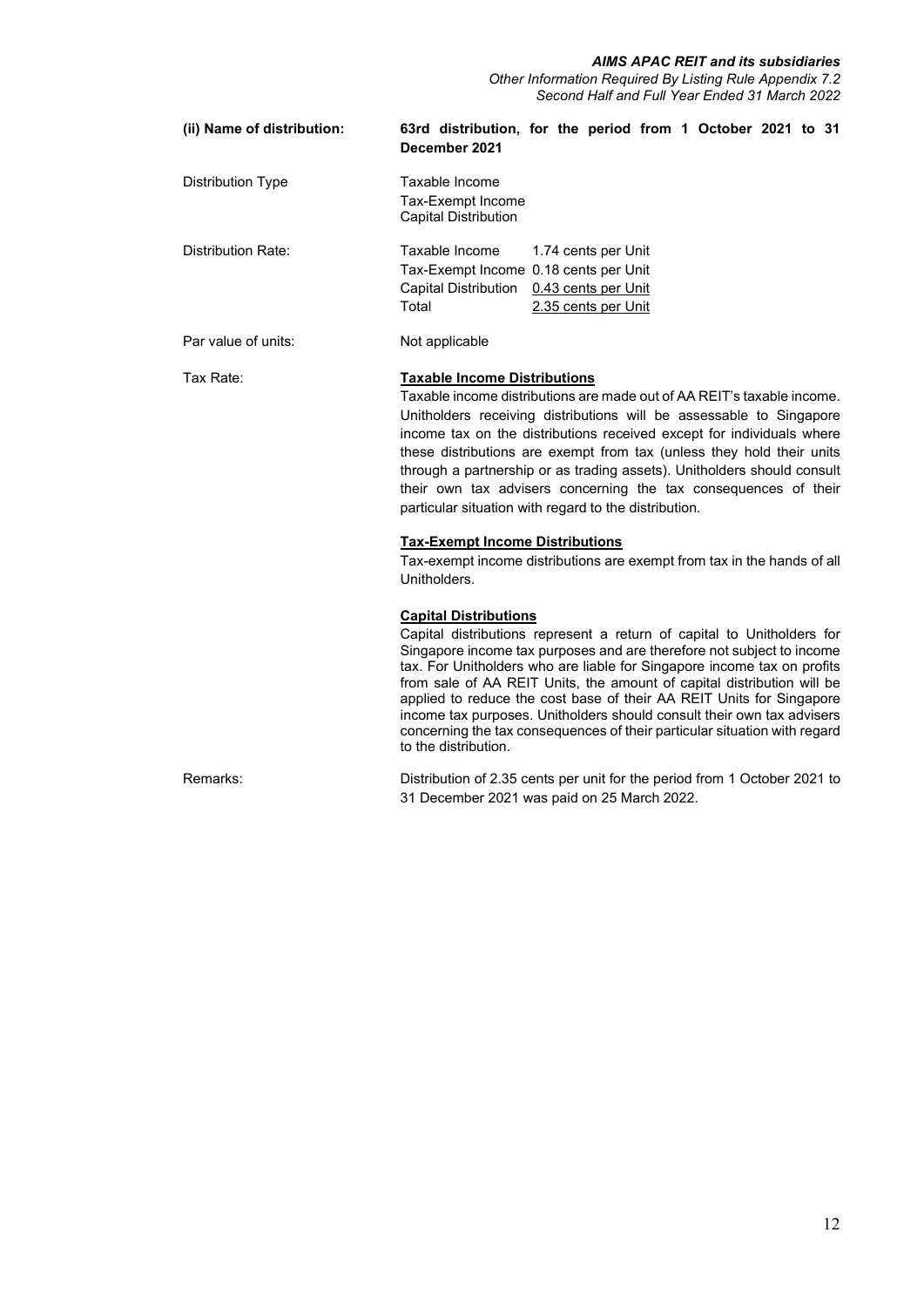| | |
|---|---|
| **(ii) Name of distribution:** | **63rd distribution, for the period from 1 October 2021 to 31 December 2021** |
| Distribution Type | Taxable Income<br>Tax-Exempt Income<br>Capital Distribution |
| Distribution Rate: | Taxable Income 1.74 cents per Unit<br>Tax-Exempt Income 0.18 cents per Unit<br>Capital Distribution 0.43 cents per Unit<br>Total 2.35 cents per Unit |
| Par value of units: | Not applicable |
| Tax Rate: | **Taxable Income Distributions**<br>Taxable income distributions are made out of AA REIT's taxable income. Unitholders receiving distributions will be assessable to Singapore income tax on the distributions received except for individuals where these distributions are exempt from tax (unless they hold their units through a partnership or as trading assets). Unitholders should consult their own tax advisers concerning the tax consequences of their particular situation with regard to the distribution.<br><br>**Tax-Exempt Income Distributions**<br>Tax-exempt income distributions are exempt from tax in the hands of all Unitholders.<br><br>**Capital Distributions**<br>Capital distributions represent a return of capital to Unitholders for Singapore income tax purposes and are therefore not subject to income tax. For Unitholders who are liable for Singapore income tax on profits from sale of AA REIT Units, the amount of capital distribution will be applied to reduce the cost base of their AA REIT Units for Singapore income tax purposes. Unitholders should consult their own tax advisers concerning the tax consequences of their particular situation with regard to the distribution. |
| Remarks: | Distribution of 2.35 cents per unit for the period from 1 October 2021 to 31 December 2021 was paid on 25 March 2022. |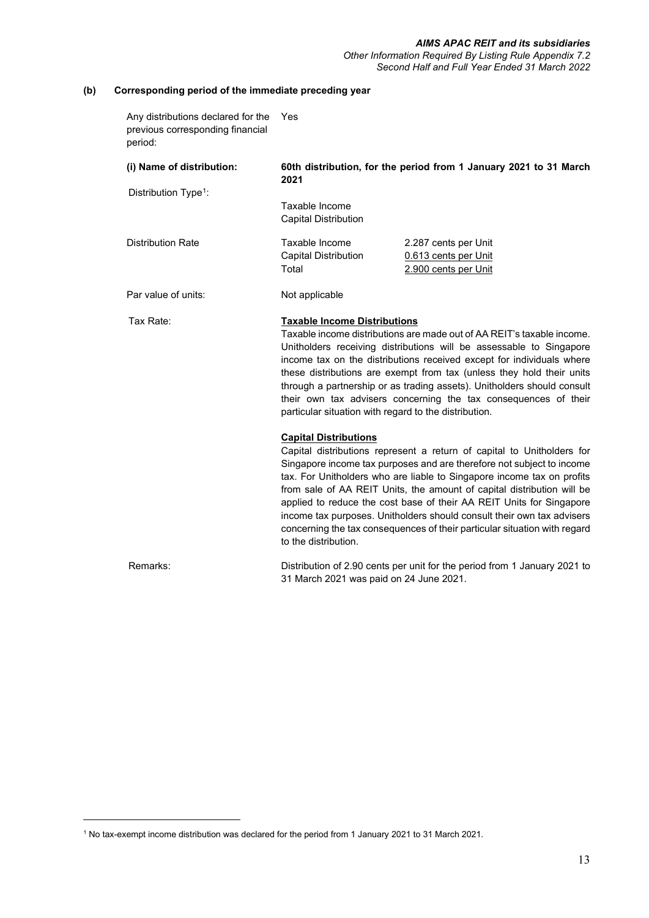**(b) Corresponding period of the immediate preceding year**

| | | |
|---|---|---|
| Any distributions declared for the previous corresponding financial period: | Yes | |
| **(i) Name of distribution:** | **60th distribution, for the period from 1 January 2021 to 31 March 2021** | |
| Distribution Type[1]: | Taxable Income<br>Capital Distribution | |
| Distribution Rate | Taxable Income | 2.287 cents per Unit |
| | Capital Distribution | 0.613 cents per Unit |
| | Total | 2.900 cents per Unit |
| Par value of units: | Not applicable | |

Tax Rate:

**Taxable Income Distributions**

Taxable income distributions are made out of AA REIT's taxable income. Unitholders receiving distributions will be assessable to Singapore income tax on the distributions received except for individuals where these distributions are exempt from tax (unless they hold their units through a partnership or as trading assets). Unitholders should consult their own tax advisers concerning the tax consequences of their particular situation with regard to the distribution.

**Capital Distributions**

Capital distributions represent a return of capital to Unitholders for Singapore income tax purposes and are therefore not subject to income tax. For Unitholders who are liable to Singapore income tax on profits from sale of AA REIT Units, the amount of capital distribution will be applied to reduce the cost base of their AA REIT Units for Singapore income tax purposes. Unitholders should consult their own tax advisers concerning the tax consequences of their particular situation with regard to the distribution.

Remarks: Distribution of 2.90 cents per unit for the period from 1 January 2021 to 31 March 2021 was paid on 24 June 2021.

[1] No tax-exempt income distribution was declared for the period from 1 January 2021 to 31 March 2021.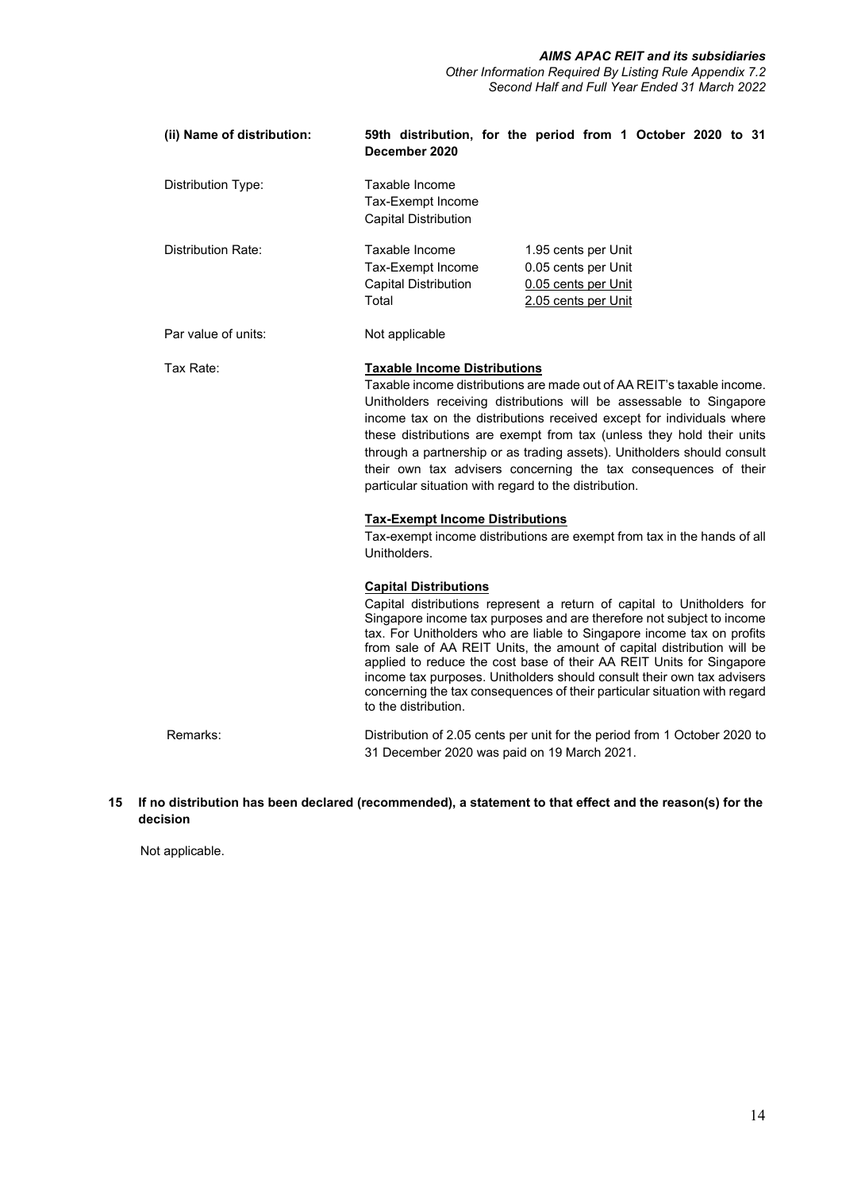| | |
|---|---|
| **(ii) Name of distribution:** | **59th distribution, for the period from 1 October 2020 to 31 December 2020** |
| Distribution Type: | Taxable Income<br>Tax-Exempt Income<br>Capital Distribution |
| Distribution Rate: | Taxable Income 1.95 cents per Unit<br>Tax-Exempt Income 0.05 cents per Unit<br>Capital Distribution 0.05 cents per Unit<br>Total 2.05 cents per Unit |
| Par value of units: | Not applicable |
| Tax Rate: | **Taxable Income Distributions**<br>Taxable income distributions are made out of AA REIT's taxable income. Unitholders receiving distributions will be assessable to Singapore income tax on the distributions received except for individuals where these distributions are exempt from tax (unless they hold their units through a partnership or as trading assets). Unitholders should consult their own tax advisers concerning the tax consequences of their particular situation with regard to the distribution.<br><br>**Tax-Exempt Income Distributions**<br>Tax-exempt income distributions are exempt from tax in the hands of all Unitholders.<br><br>**Capital Distributions**<br>Capital distributions represent a return of capital to Unitholders for Singapore income tax purposes and are therefore not subject to income tax. For Unitholders who are liable to Singapore income tax on profits from sale of AA REIT Units, the amount of capital distribution will be applied to reduce the cost base of their AA REIT Units for Singapore income tax purposes. Unitholders should consult their own tax advisers concerning the tax consequences of their particular situation with regard to the distribution. |
| Remarks: | Distribution of 2.05 cents per unit for the period from 1 October 2020 to 31 December 2020 was paid on 19 March 2021. |

**15 If no distribution has been declared (recommended), a statement to that effect and the reason(s) for the decision**

Not applicable.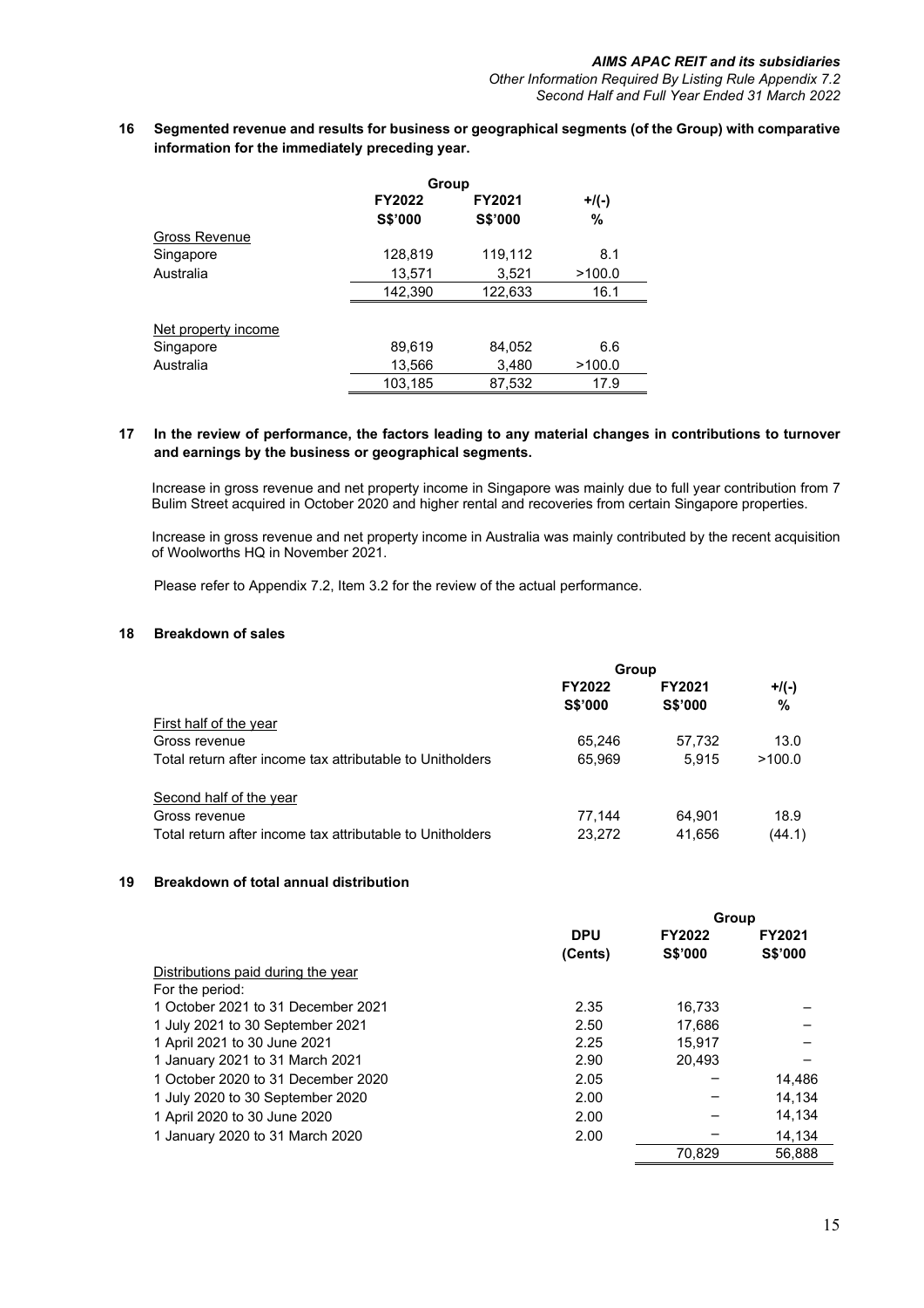**16 Segmented revenue and results for business or geographical segments (of the Group) with comparative information for the immediately preceding year.**

| | Group | | |
|---|---|---|---|
| | FY2022 S$'000 | FY2021 S$'000 | +/(-) % |
| Gross Revenue | | | |
| Singapore | 128,819 | 119,112 | 8.1 |
| Australia | 13,571 | 3,521 | >100.0 |
| | 142,390 | 122,633 | 16.1 |
| Net property income | | | |
| Singapore | 89,619 | 84,052 | 6.6 |
| Australia | 13,566 | 3,480 | >100.0 |
| | 103,185 | 87,532 | 17.9 |

**17 In the review of performance, the factors leading to any material changes in contributions to turnover and earnings by the business or geographical segments.**

Increase in gross revenue and net property income in Singapore was mainly due to full year contribution from 7 Bulim Street acquired in October 2020 and higher rental and recoveries from certain Singapore properties.

Increase in gross revenue and net property income in Australia was mainly contributed by the recent acquisition of Woolworths HQ in November 2021.

Please refer to Appendix 7.2, Item 3.2 for the review of the actual performance.

**18 Breakdown of sales**

| | Group | | |
|---|---|---|---|
| | FY2022 S$'000 | FY2021 S$'000 | +/(-) % |
| First half of the year | | | |
| Gross revenue | 65,246 | 57,732 | 13.0 |
| Total return after income tax attributable to Unitholders | 65,969 | 5,915 | >100.0 |
| Second half of the year | | | |
| Gross revenue | 77,144 | 64,901 | 18.9 |
| Total return after income tax attributable to Unitholders | 23,272 | 41,656 | (44.1) |

**19 Breakdown of total annual distribution**

| | | Group | |
|---|---|---|---|
| | DPU (Cents) | FY2022 S$'000 | FY2021 S$'000 |
| Distributions paid during the year | | | |
| For the period: | | | |
| 1 October 2021 to 31 December 2021 | 2.35 | 16,733 | – |
| 1 July 2021 to 30 September 2021 | 2.50 | 17,686 | – |
| 1 April 2021 to 30 June 2021 | 2.25 | 15,917 | – |
| 1 January 2021 to 31 March 2021 | 2.90 | 20,493 | – |
| 1 October 2020 to 31 December 2020 | 2.05 | – | 14,486 |
| 1 July 2020 to 30 September 2020 | 2.00 | – | 14,134 |
| 1 April 2020 to 30 June 2020 | 2.00 | – | 14,134 |
| 1 January 2020 to 31 March 2020 | 2.00 | – | 14,134 |
| | | 70,829 | 56,888 |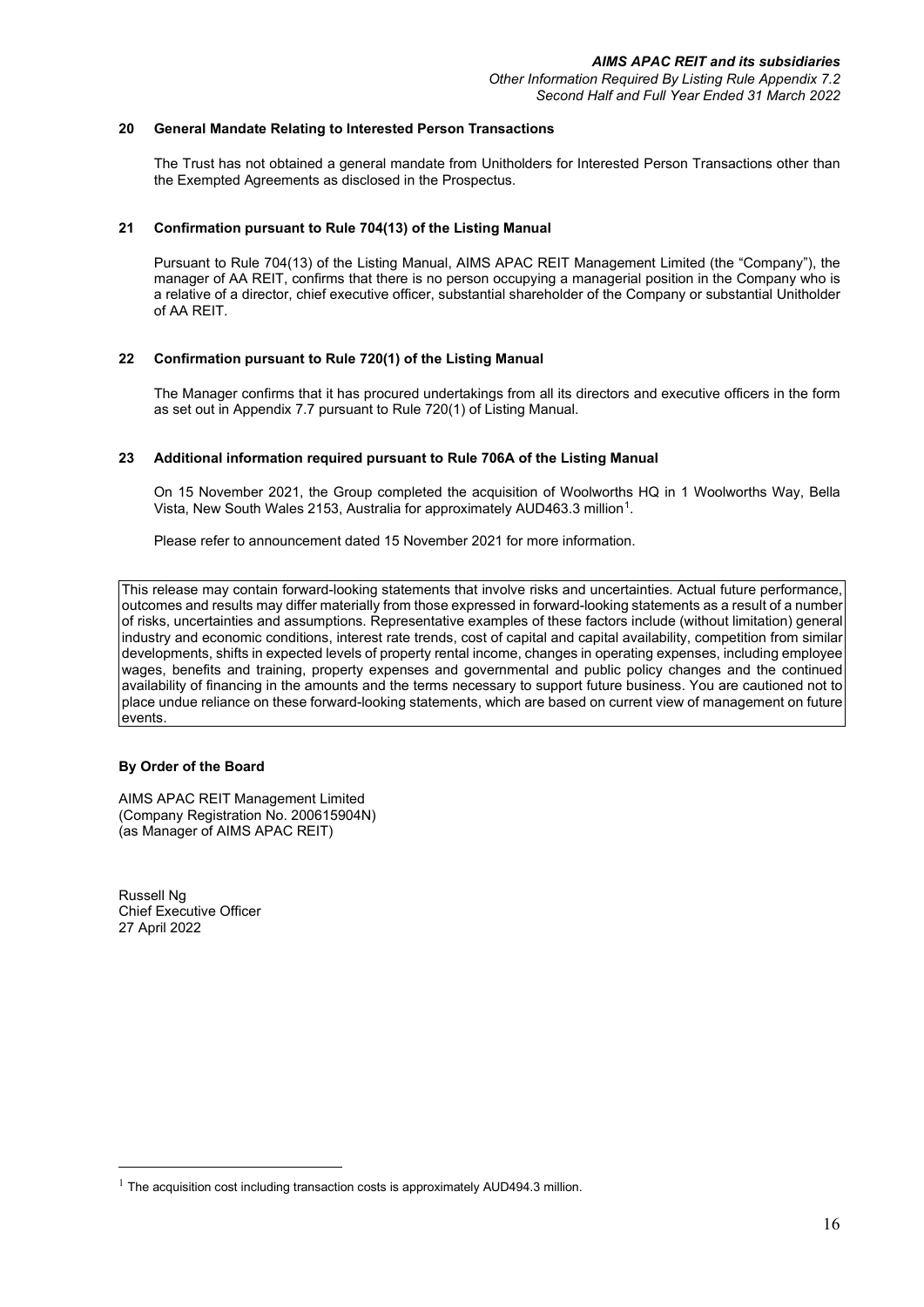## 20 General Mandate Relating to Interested Person Transactions

The Trust has not obtained a general mandate from Unitholders for Interested Person Transactions other than the Exempted Agreements as disclosed in the Prospectus.

## 21 Confirmation pursuant to Rule 704(13) of the Listing Manual

Pursuant to Rule 704(13) of the Listing Manual, AIMS APAC REIT Management Limited (the "Company"), the manager of AA REIT, confirms that there is no person occupying a managerial position in the Company who is a relative of a director, chief executive officer, substantial shareholder of the Company or substantial Unitholder of AA REIT.

## 22 Confirmation pursuant to Rule 720(1) of the Listing Manual

The Manager confirms that it has procured undertakings from all its directors and executive officers in the form as set out in Appendix 7.7 pursuant to Rule 720(1) of Listing Manual.

## 23 Additional information required pursuant to Rule 706A of the Listing Manual

On 15 November 2021, the Group completed the acquisition of Woolworths HQ in 1 Woolworths Way, Bella Vista, New South Wales 2153, Australia for approximately AUD463.3 million[1].

Please refer to announcement dated 15 November 2021 for more information.

This release may contain forward-looking statements that involve risks and uncertainties. Actual future performance, outcomes and results may differ materially from those expressed in forward-looking statements as a result of a number of risks, uncertainties and assumptions. Representative examples of these factors include (without limitation) general industry and economic conditions, interest rate trends, cost of capital and capital availability, competition from similar developments, shifts in expected levels of property rental income, changes in operating expenses, including employee wages, benefits and training, property expenses and governmental and public policy changes and the continued availability of financing in the amounts and the terms necessary to support future business. You are cautioned not to place undue reliance on these forward-looking statements, which are based on current view of management on future events.

**By Order of the Board**

AIMS APAC REIT Management Limited
(Company Registration No. 200615904N)
(as Manager of AIMS APAC REIT)

Russell Ng
Chief Executive Officer
27 April 2022

[1] The acquisition cost including transaction costs is approximately AUD494.3 million.